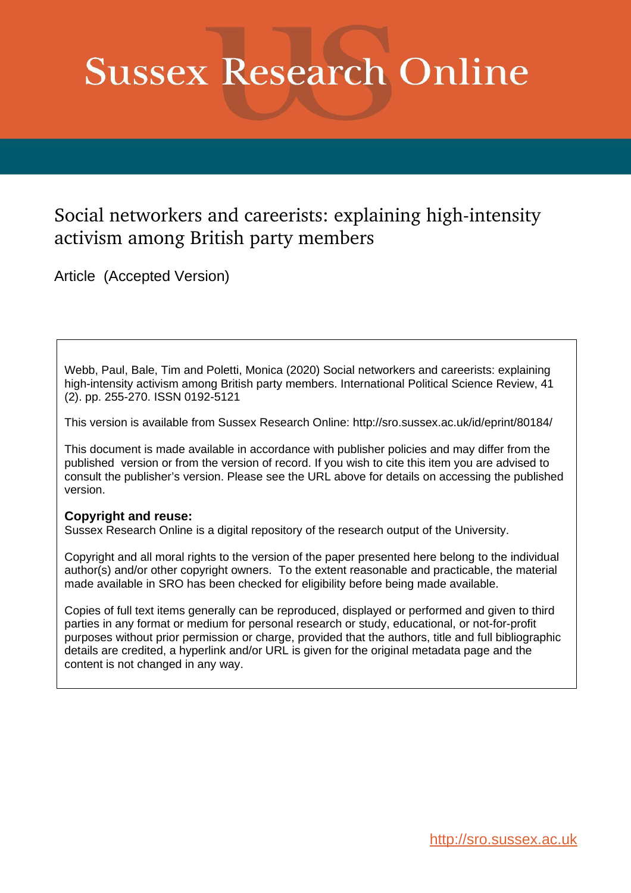# Sussex Research Online

## Social networkers and careerists: explaining high-intensity activism among British party members

Article (Accepted Version)

Webb, Paul, Bale, Tim and Poletti, Monica (2020) Social networkers and careerists: explaining high-intensity activism among British party members. International Political Science Review, 41 (2). pp. 255-270. ISSN 0192-5121

This version is available from Sussex Research Online: http://sro.sussex.ac.uk/id/eprint/80184/

This document is made available in accordance with publisher policies and may differ from the published version or from the version of record. If you wish to cite this item you are advised to consult the publisher's version. Please see the URL above for details on accessing the published version.

**Copyright and reuse:**
Sussex Research Online is a digital repository of the research output of the University.

Copyright and all moral rights to the version of the paper presented here belong to the individual author(s) and/or other copyright owners. To the extent reasonable and practicable, the material made available in SRO has been checked for eligibility before being made available.

Copies of full text items generally can be reproduced, displayed or performed and given to third parties in any format or medium for personal research or study, educational, or not-for-profit purposes without prior permission or charge, provided that the authors, title and full bibliographic details are credited, a hyperlink and/or URL is given for the original metadata page and the content is not changed in any way.

http://sro.sussex.ac.uk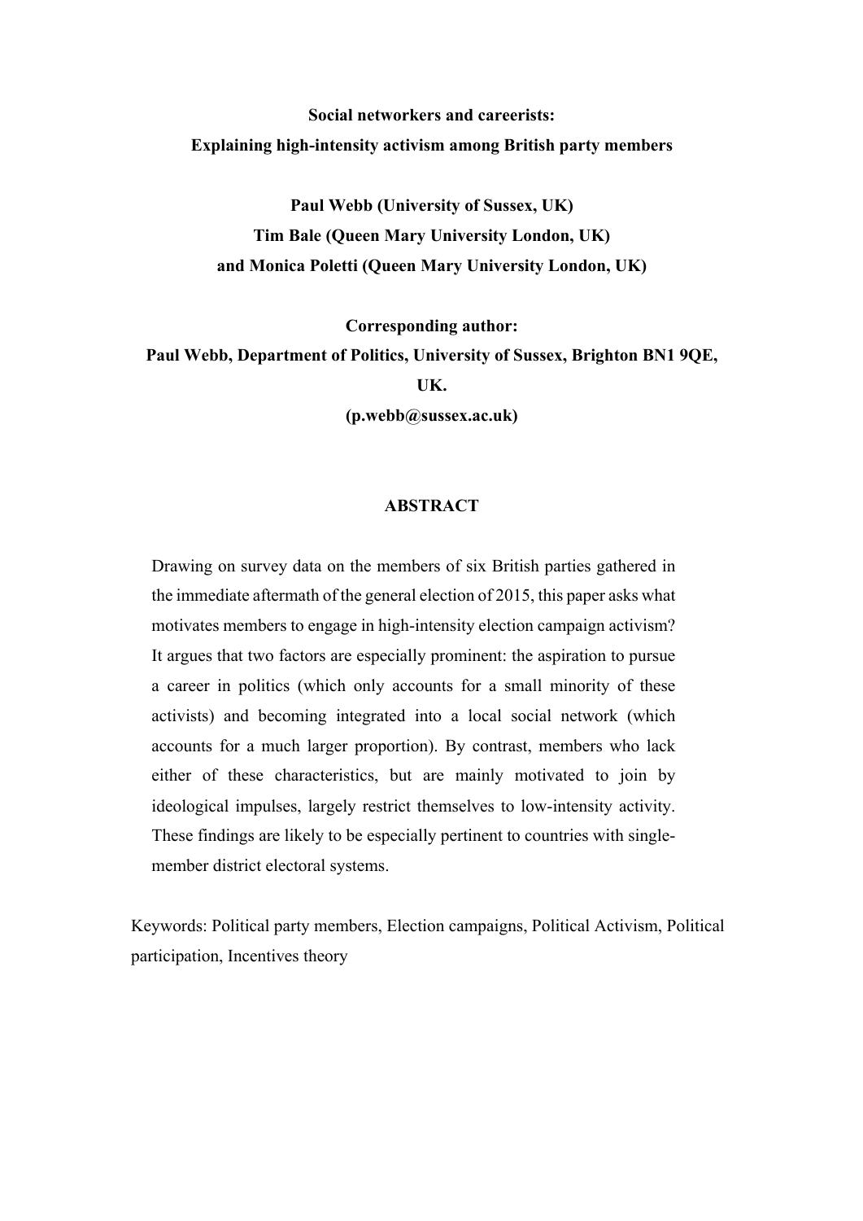**Social networkers and careerists:**
**Explaining high-intensity activism among British party members**

**Paul Webb (University of Sussex, UK)**
**Tim Bale (Queen Mary University London, UK)**
**and Monica Poletti (Queen Mary University London, UK)**

**Corresponding author:**
**Paul Webb, Department of Politics, University of Sussex, Brighton BN1 9QE, UK.**
**(p.webb@sussex.ac.uk)**

## ABSTRACT

Drawing on survey data on the members of six British parties gathered in the immediate aftermath of the general election of 2015, this paper asks what motivates members to engage in high-intensity election campaign activism? It argues that two factors are especially prominent: the aspiration to pursue a career in politics (which only accounts for a small minority of these activists) and becoming integrated into a local social network (which accounts for a much larger proportion). By contrast, members who lack either of these characteristics, but are mainly motivated to join by ideological impulses, largely restrict themselves to low-intensity activity. These findings are likely to be especially pertinent to countries with single-member district electoral systems.

Keywords: Political party members, Election campaigns, Political Activism, Political participation, Incentives theory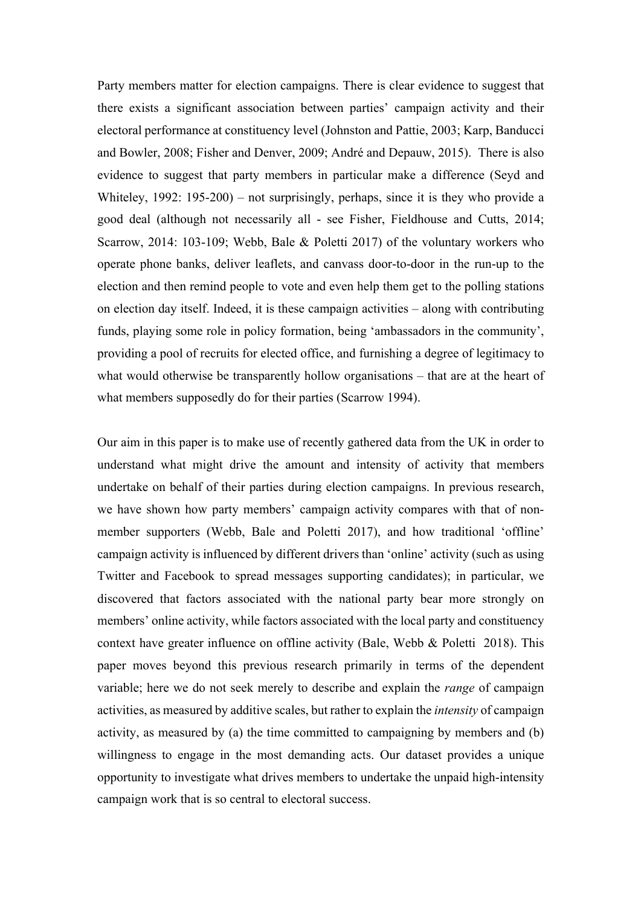Party members matter for election campaigns. There is clear evidence to suggest that there exists a significant association between parties' campaign activity and their electoral performance at constituency level (Johnston and Pattie, 2003; Karp, Banducci and Bowler, 2008; Fisher and Denver, 2009; André and Depauw, 2015). There is also evidence to suggest that party members in particular make a difference (Seyd and Whiteley, 1992: 195-200) – not surprisingly, perhaps, since it is they who provide a good deal (although not necessarily all - see Fisher, Fieldhouse and Cutts, 2014; Scarrow, 2014: 103-109; Webb, Bale & Poletti 2017) of the voluntary workers who operate phone banks, deliver leaflets, and canvass door-to-door in the run-up to the election and then remind people to vote and even help them get to the polling stations on election day itself. Indeed, it is these campaign activities – along with contributing funds, playing some role in policy formation, being 'ambassadors in the community', providing a pool of recruits for elected office, and furnishing a degree of legitimacy to what would otherwise be transparently hollow organisations – that are at the heart of what members supposedly do for their parties (Scarrow 1994).

Our aim in this paper is to make use of recently gathered data from the UK in order to understand what might drive the amount and intensity of activity that members undertake on behalf of their parties during election campaigns. In previous research, we have shown how party members' campaign activity compares with that of non-member supporters (Webb, Bale and Poletti 2017), and how traditional 'offline' campaign activity is influenced by different drivers than 'online' activity (such as using Twitter and Facebook to spread messages supporting candidates); in particular, we discovered that factors associated with the national party bear more strongly on members' online activity, while factors associated with the local party and constituency context have greater influence on offline activity (Bale, Webb & Poletti 2018). This paper moves beyond this previous research primarily in terms of the dependent variable; here we do not seek merely to describe and explain the *range* of campaign activities, as measured by additive scales, but rather to explain the *intensity* of campaign activity, as measured by (a) the time committed to campaigning by members and (b) willingness to engage in the most demanding acts. Our dataset provides a unique opportunity to investigate what drives members to undertake the unpaid high-intensity campaign work that is so central to electoral success.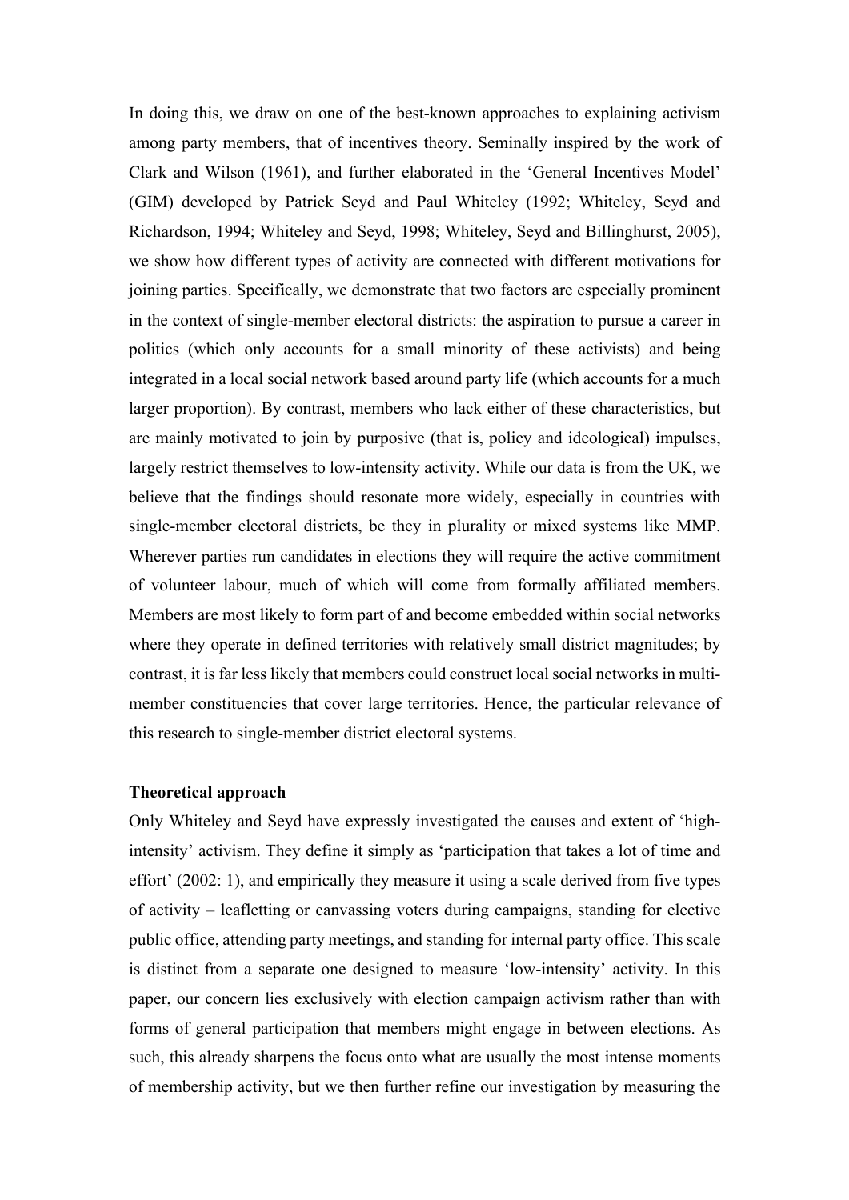In doing this, we draw on one of the best-known approaches to explaining activism among party members, that of incentives theory. Seminally inspired by the work of Clark and Wilson (1961), and further elaborated in the 'General Incentives Model' (GIM) developed by Patrick Seyd and Paul Whiteley (1992; Whiteley, Seyd and Richardson, 1994; Whiteley and Seyd, 1998; Whiteley, Seyd and Billinghurst, 2005), we show how different types of activity are connected with different motivations for joining parties. Specifically, we demonstrate that two factors are especially prominent in the context of single-member electoral districts: the aspiration to pursue a career in politics (which only accounts for a small minority of these activists) and being integrated in a local social network based around party life (which accounts for a much larger proportion). By contrast, members who lack either of these characteristics, but are mainly motivated to join by purposive (that is, policy and ideological) impulses, largely restrict themselves to low-intensity activity. While our data is from the UK, we believe that the findings should resonate more widely, especially in countries with single-member electoral districts, be they in plurality or mixed systems like MMP. Wherever parties run candidates in elections they will require the active commitment of volunteer labour, much of which will come from formally affiliated members. Members are most likely to form part of and become embedded within social networks where they operate in defined territories with relatively small district magnitudes; by contrast, it is far less likely that members could construct local social networks in multi-member constituencies that cover large territories. Hence, the particular relevance of this research to single-member district electoral systems.

## Theoretical approach

Only Whiteley and Seyd have expressly investigated the causes and extent of 'high-intensity' activism. They define it simply as 'participation that takes a lot of time and effort' (2002: 1), and empirically they measure it using a scale derived from five types of activity – leafletting or canvassing voters during campaigns, standing for elective public office, attending party meetings, and standing for internal party office. This scale is distinct from a separate one designed to measure 'low-intensity' activity. In this paper, our concern lies exclusively with election campaign activism rather than with forms of general participation that members might engage in between elections. As such, this already sharpens the focus onto what are usually the most intense moments of membership activity, but we then further refine our investigation by measuring the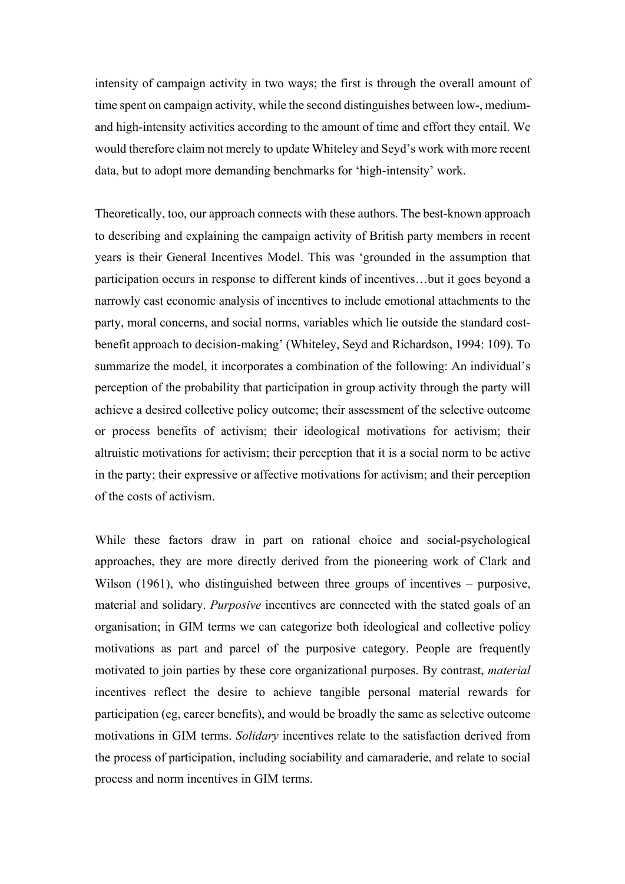intensity of campaign activity in two ways; the first is through the overall amount of time spent on campaign activity, while the second distinguishes between low-, medium- and high-intensity activities according to the amount of time and effort they entail. We would therefore claim not merely to update Whiteley and Seyd's work with more recent data, but to adopt more demanding benchmarks for 'high-intensity' work.

Theoretically, too, our approach connects with these authors. The best-known approach to describing and explaining the campaign activity of British party members in recent years is their General Incentives Model. This was 'grounded in the assumption that participation occurs in response to different kinds of incentives…but it goes beyond a narrowly cast economic analysis of incentives to include emotional attachments to the party, moral concerns, and social norms, variables which lie outside the standard cost-benefit approach to decision-making' (Whiteley, Seyd and Richardson, 1994: 109). To summarize the model, it incorporates a combination of the following: An individual's perception of the probability that participation in group activity through the party will achieve a desired collective policy outcome; their assessment of the selective outcome or process benefits of activism; their ideological motivations for activism; their altruistic motivations for activism; their perception that it is a social norm to be active in the party; their expressive or affective motivations for activism; and their perception of the costs of activism.

While these factors draw in part on rational choice and social-psychological approaches, they are more directly derived from the pioneering work of Clark and Wilson (1961), who distinguished between three groups of incentives – purposive, material and solidary. *Purposive* incentives are connected with the stated goals of an organisation; in GIM terms we can categorize both ideological and collective policy motivations as part and parcel of the purposive category. People are frequently motivated to join parties by these core organizational purposes. By contrast, *material* incentives reflect the desire to achieve tangible personal material rewards for participation (eg, career benefits), and would be broadly the same as selective outcome motivations in GIM terms. *Solidary* incentives relate to the satisfaction derived from the process of participation, including sociability and camaraderie, and relate to social process and norm incentives in GIM terms.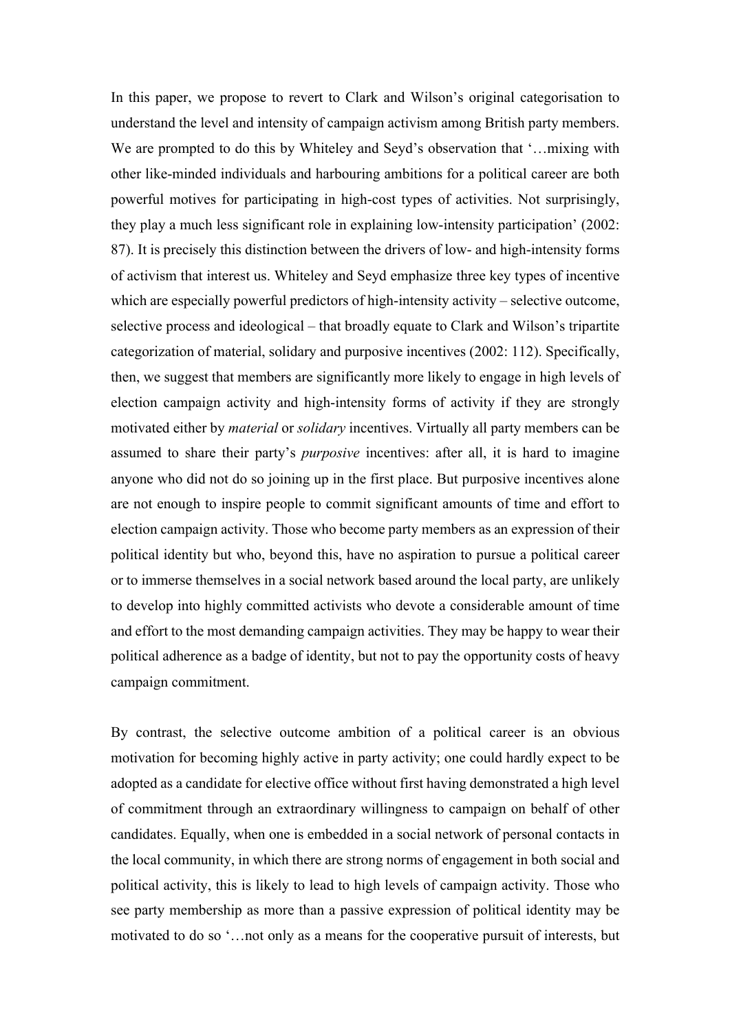In this paper, we propose to revert to Clark and Wilson's original categorisation to understand the level and intensity of campaign activism among British party members. We are prompted to do this by Whiteley and Seyd's observation that '…mixing with other like-minded individuals and harbouring ambitions for a political career are both powerful motives for participating in high-cost types of activities. Not surprisingly, they play a much less significant role in explaining low-intensity participation' (2002: 87). It is precisely this distinction between the drivers of low- and high-intensity forms of activism that interest us. Whiteley and Seyd emphasize three key types of incentive which are especially powerful predictors of high-intensity activity – selective outcome, selective process and ideological – that broadly equate to Clark and Wilson's tripartite categorization of material, solidary and purposive incentives (2002: 112). Specifically, then, we suggest that members are significantly more likely to engage in high levels of election campaign activity and high-intensity forms of activity if they are strongly motivated either by *material* or *solidary* incentives. Virtually all party members can be assumed to share their party's *purposive* incentives: after all, it is hard to imagine anyone who did not do so joining up in the first place. But purposive incentives alone are not enough to inspire people to commit significant amounts of time and effort to election campaign activity. Those who become party members as an expression of their political identity but who, beyond this, have no aspiration to pursue a political career or to immerse themselves in a social network based around the local party, are unlikely to develop into highly committed activists who devote a considerable amount of time and effort to the most demanding campaign activities. They may be happy to wear their political adherence as a badge of identity, but not to pay the opportunity costs of heavy campaign commitment.

By contrast, the selective outcome ambition of a political career is an obvious motivation for becoming highly active in party activity; one could hardly expect to be adopted as a candidate for elective office without first having demonstrated a high level of commitment through an extraordinary willingness to campaign on behalf of other candidates. Equally, when one is embedded in a social network of personal contacts in the local community, in which there are strong norms of engagement in both social and political activity, this is likely to lead to high levels of campaign activity. Those who see party membership as more than a passive expression of political identity may be motivated to do so '…not only as a means for the cooperative pursuit of interests, but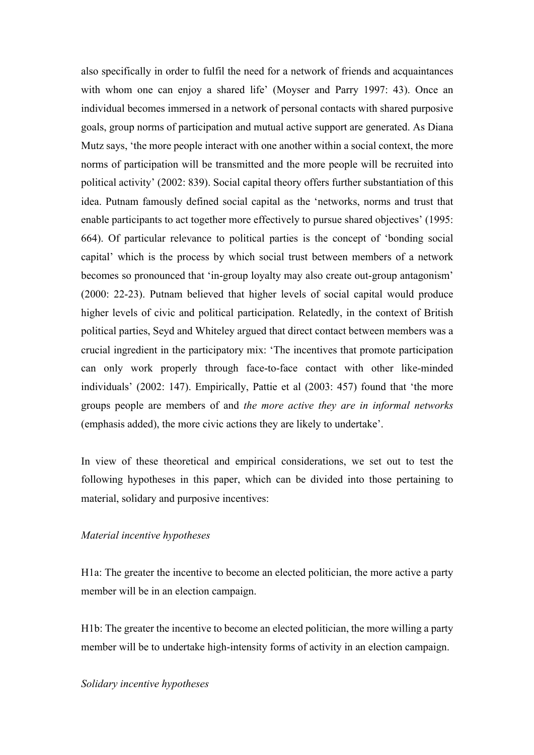also specifically in order to fulfil the need for a network of friends and acquaintances with whom one can enjoy a shared life' (Moyser and Parry 1997: 43). Once an individual becomes immersed in a network of personal contacts with shared purposive goals, group norms of participation and mutual active support are generated. As Diana Mutz says, 'the more people interact with one another within a social context, the more norms of participation will be transmitted and the more people will be recruited into political activity' (2002: 839). Social capital theory offers further substantiation of this idea. Putnam famously defined social capital as the 'networks, norms and trust that enable participants to act together more effectively to pursue shared objectives' (1995: 664). Of particular relevance to political parties is the concept of 'bonding social capital' which is the process by which social trust between members of a network becomes so pronounced that 'in-group loyalty may also create out-group antagonism' (2000: 22-23). Putnam believed that higher levels of social capital would produce higher levels of civic and political participation. Relatedly, in the context of British political parties, Seyd and Whiteley argued that direct contact between members was a crucial ingredient in the participatory mix: 'The incentives that promote participation can only work properly through face-to-face contact with other like-minded individuals' (2002: 147). Empirically, Pattie et al (2003: 457) found that 'the more groups people are members of and *the more active they are in informal networks* (emphasis added), the more civic actions they are likely to undertake'.

In view of these theoretical and empirical considerations, we set out to test the following hypotheses in this paper, which can be divided into those pertaining to material, solidary and purposive incentives:

*Material incentive hypotheses*

H1a: The greater the incentive to become an elected politician, the more active a party member will be in an election campaign.

H1b: The greater the incentive to become an elected politician, the more willing a party member will be to undertake high-intensity forms of activity in an election campaign.

*Solidary incentive hypotheses*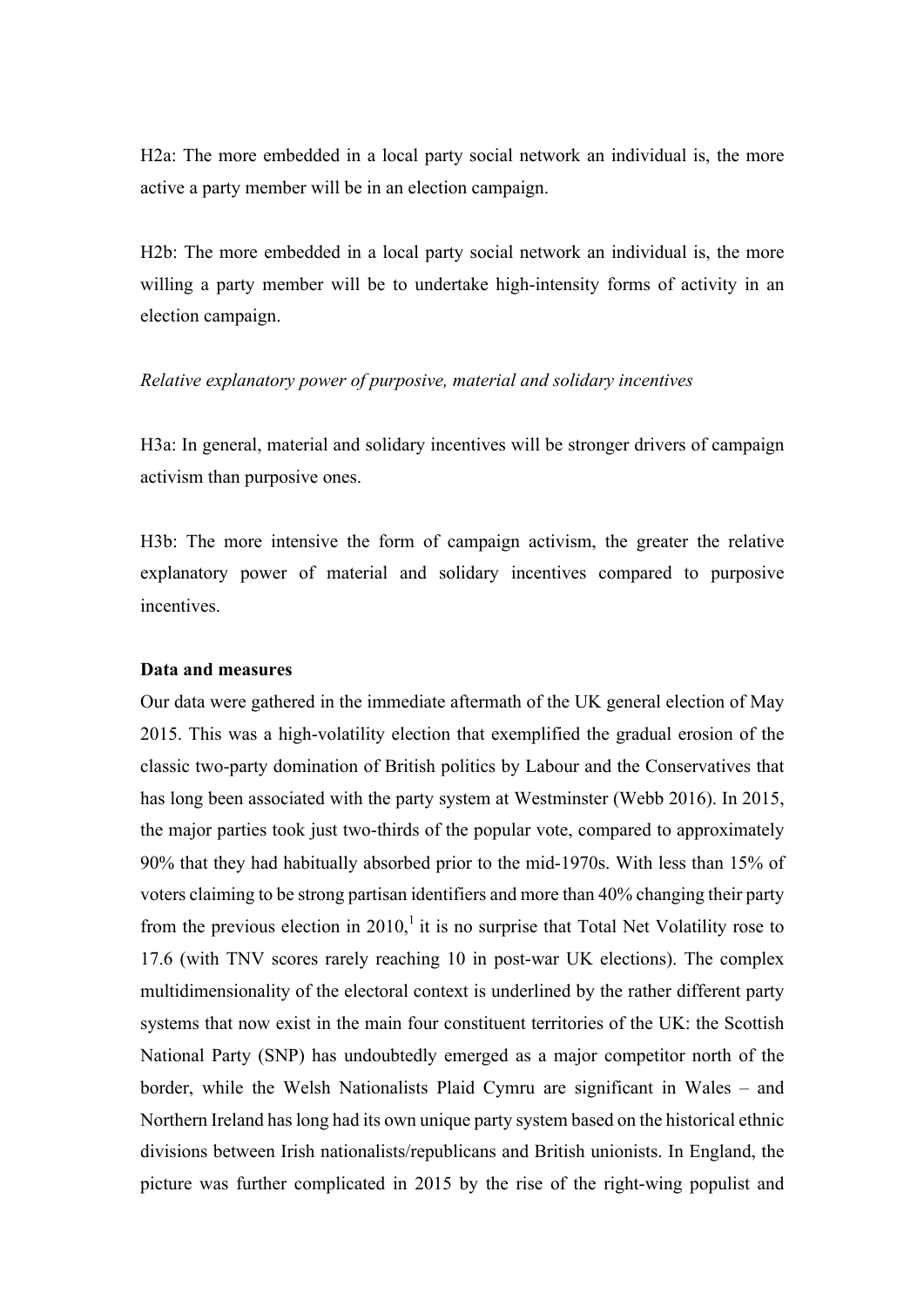H2a: The more embedded in a local party social network an individual is, the more active a party member will be in an election campaign.

H2b: The more embedded in a local party social network an individual is, the more willing a party member will be to undertake high-intensity forms of activity in an election campaign.

*Relative explanatory power of purposive, material and solidary incentives*

H3a: In general, material and solidary incentives will be stronger drivers of campaign activism than purposive ones.

H3b: The more intensive the form of campaign activism, the greater the relative explanatory power of material and solidary incentives compared to purposive incentives.

**Data and measures**

Our data were gathered in the immediate aftermath of the UK general election of May 2015. This was a high-volatility election that exemplified the gradual erosion of the classic two-party domination of British politics by Labour and the Conservatives that has long been associated with the party system at Westminster (Webb 2016). In 2015, the major parties took just two-thirds of the popular vote, compared to approximately 90% that they had habitually absorbed prior to the mid-1970s. With less than 15% of voters claiming to be strong partisan identifiers and more than 40% changing their party from the previous election in 2010,[1] it is no surprise that Total Net Volatility rose to 17.6 (with TNV scores rarely reaching 10 in post-war UK elections). The complex multidimensionality of the electoral context is underlined by the rather different party systems that now exist in the main four constituent territories of the UK: the Scottish National Party (SNP) has undoubtedly emerged as a major competitor north of the border, while the Welsh Nationalists Plaid Cymru are significant in Wales – and Northern Ireland has long had its own unique party system based on the historical ethnic divisions between Irish nationalists/republicans and British unionists. In England, the picture was further complicated in 2015 by the rise of the right-wing populist and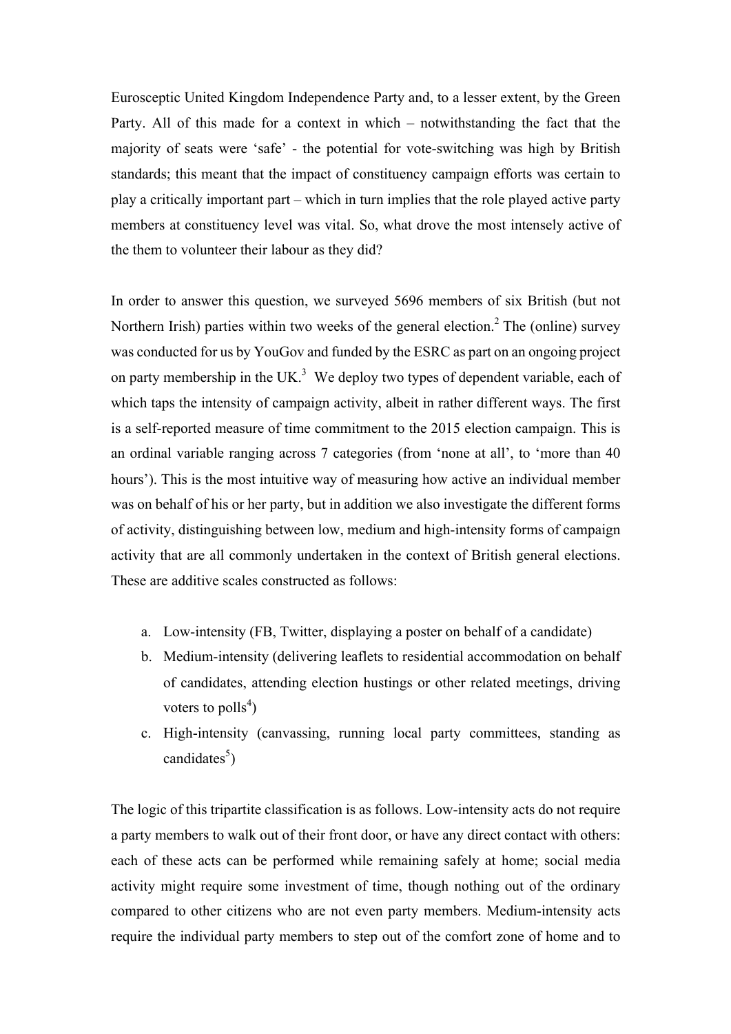Eurosceptic United Kingdom Independence Party and, to a lesser extent, by the Green Party. All of this made for a context in which – notwithstanding the fact that the majority of seats were 'safe' - the potential for vote-switching was high by British standards; this meant that the impact of constituency campaign efforts was certain to play a critically important part – which in turn implies that the role played active party members at constituency level was vital. So, what drove the most intensely active of the them to volunteer their labour as they did?

In order to answer this question, we surveyed 5696 members of six British (but not Northern Irish) parties within two weeks of the general election.[2] The (online) survey was conducted for us by YouGov and funded by the ESRC as part on an ongoing project on party membership in the UK.[3] We deploy two types of dependent variable, each of which taps the intensity of campaign activity, albeit in rather different ways. The first is a self-reported measure of time commitment to the 2015 election campaign. This is an ordinal variable ranging across 7 categories (from 'none at all', to 'more than 40 hours'). This is the most intuitive way of measuring how active an individual member was on behalf of his or her party, but in addition we also investigate the different forms of activity, distinguishing between low, medium and high-intensity forms of campaign activity that are all commonly undertaken in the context of British general elections. These are additive scales constructed as follows:

a. Low-intensity (FB, Twitter, displaying a poster on behalf of a candidate)
b. Medium-intensity (delivering leaflets to residential accommodation on behalf of candidates, attending election hustings or other related meetings, driving voters to polls[4])
c. High-intensity (canvassing, running local party committees, standing as candidates[5])

The logic of this tripartite classification is as follows. Low-intensity acts do not require a party members to walk out of their front door, or have any direct contact with others: each of these acts can be performed while remaining safely at home; social media activity might require some investment of time, though nothing out of the ordinary compared to other citizens who are not even party members. Medium-intensity acts require the individual party members to step out of the comfort zone of home and to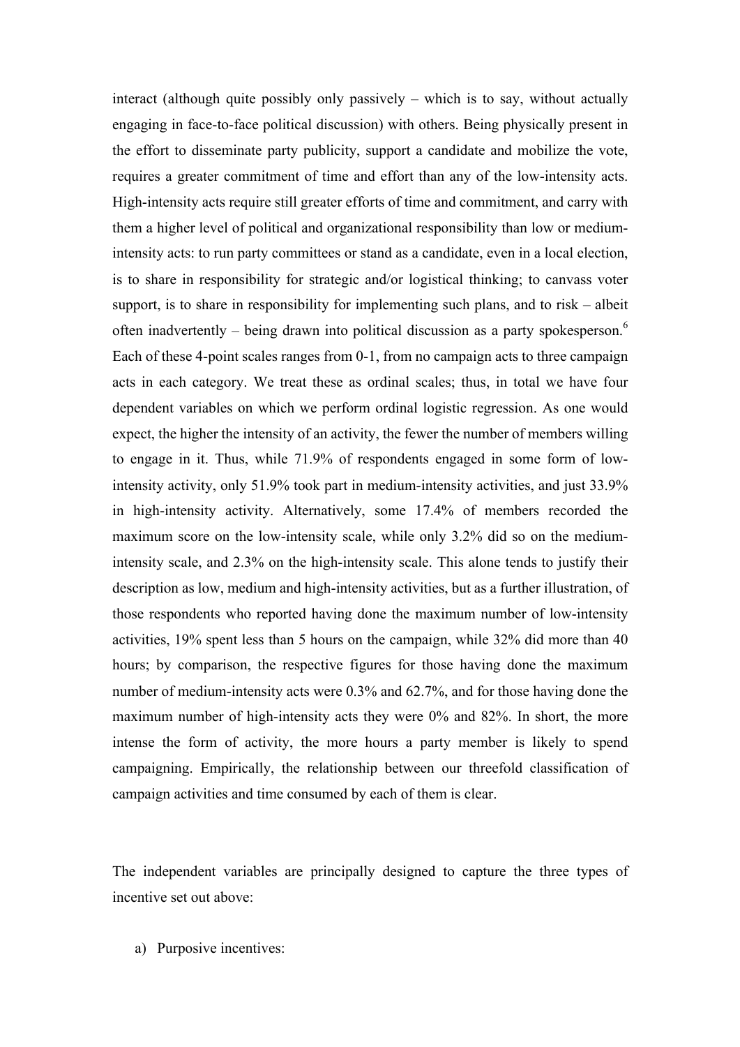interact (although quite possibly only passively – which is to say, without actually engaging in face-to-face political discussion) with others. Being physically present in the effort to disseminate party publicity, support a candidate and mobilize the vote, requires a greater commitment of time and effort than any of the low-intensity acts. High-intensity acts require still greater efforts of time and commitment, and carry with them a higher level of political and organizational responsibility than low or medium-intensity acts: to run party committees or stand as a candidate, even in a local election, is to share in responsibility for strategic and/or logistical thinking; to canvass voter support, is to share in responsibility for implementing such plans, and to risk – albeit often inadvertently – being drawn into political discussion as a party spokesperson.[6] Each of these 4-point scales ranges from 0-1, from no campaign acts to three campaign acts in each category. We treat these as ordinal scales; thus, in total we have four dependent variables on which we perform ordinal logistic regression. As one would expect, the higher the intensity of an activity, the fewer the number of members willing to engage in it. Thus, while 71.9% of respondents engaged in some form of low-intensity activity, only 51.9% took part in medium-intensity activities, and just 33.9% in high-intensity activity. Alternatively, some 17.4% of members recorded the maximum score on the low-intensity scale, while only 3.2% did so on the medium-intensity scale, and 2.3% on the high-intensity scale. This alone tends to justify their description as low, medium and high-intensity activities, but as a further illustration, of those respondents who reported having done the maximum number of low-intensity activities, 19% spent less than 5 hours on the campaign, while 32% did more than 40 hours; by comparison, the respective figures for those having done the maximum number of medium-intensity acts were 0.3% and 62.7%, and for those having done the maximum number of high-intensity acts they were 0% and 82%. In short, the more intense the form of activity, the more hours a party member is likely to spend campaigning. Empirically, the relationship between our threefold classification of campaign activities and time consumed by each of them is clear.

The independent variables are principally designed to capture the three types of incentive set out above:

a) Purposive incentives: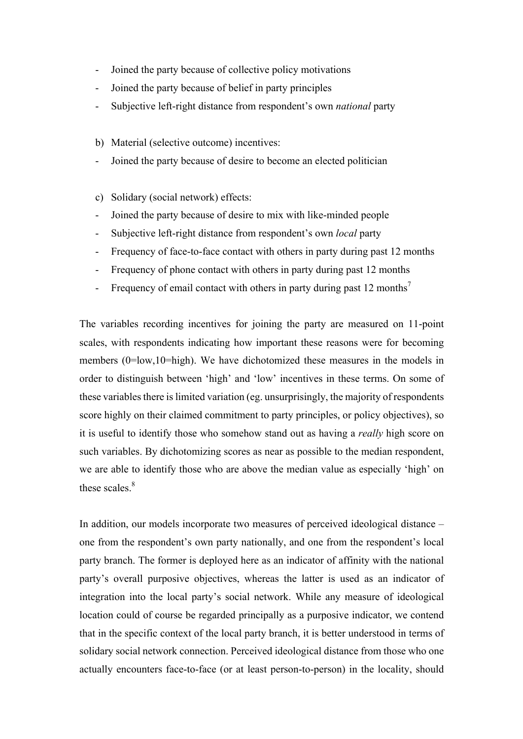- Joined the party because of collective policy motivations
- Joined the party because of belief in party principles
- Subjective left-right distance from respondent's own *national* party

b) Material (selective outcome) incentives:

- Joined the party because of desire to become an elected politician

c) Solidary (social network) effects:

- Joined the party because of desire to mix with like-minded people
- Subjective left-right distance from respondent's own *local* party
- Frequency of face-to-face contact with others in party during past 12 months
- Frequency of phone contact with others in party during past 12 months
- Frequency of email contact with others in party during past 12 months[7]

The variables recording incentives for joining the party are measured on 11-point scales, with respondents indicating how important these reasons were for becoming members (0=low,10=high). We have dichotomized these measures in the models in order to distinguish between 'high' and 'low' incentives in these terms. On some of these variables there is limited variation (eg. unsurprisingly, the majority of respondents score highly on their claimed commitment to party principles, or policy objectives), so it is useful to identify those who somehow stand out as having a *really* high score on such variables. By dichotomizing scores as near as possible to the median respondent, we are able to identify those who are above the median value as especially 'high' on these scales.[8]

In addition, our models incorporate two measures of perceived ideological distance – one from the respondent's own party nationally, and one from the respondent's local party branch. The former is deployed here as an indicator of affinity with the national party's overall purposive objectives, whereas the latter is used as an indicator of integration into the local party's social network. While any measure of ideological location could of course be regarded principally as a purposive indicator, we contend that in the specific context of the local party branch, it is better understood in terms of solidary social network connection. Perceived ideological distance from those who one actually encounters face-to-face (or at least person-to-person) in the locality, should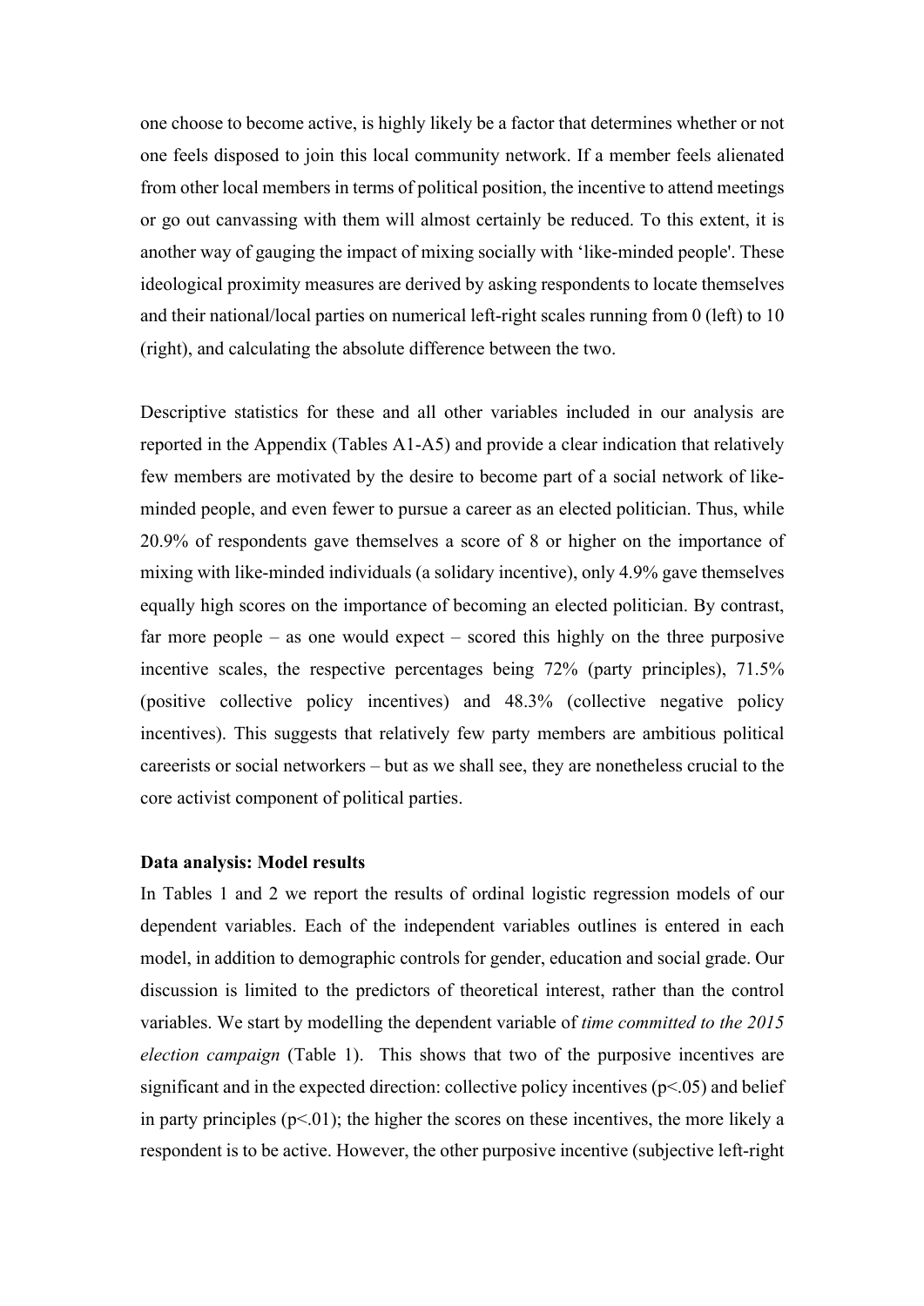one choose to become active, is highly likely be a factor that determines whether or not one feels disposed to join this local community network. If a member feels alienated from other local members in terms of political position, the incentive to attend meetings or go out canvassing with them will almost certainly be reduced. To this extent, it is another way of gauging the impact of mixing socially with 'like-minded people'. These ideological proximity measures are derived by asking respondents to locate themselves and their national/local parties on numerical left-right scales running from 0 (left) to 10 (right), and calculating the absolute difference between the two.

Descriptive statistics for these and all other variables included in our analysis are reported in the Appendix (Tables A1-A5) and provide a clear indication that relatively few members are motivated by the desire to become part of a social network of like-minded people, and even fewer to pursue a career as an elected politician. Thus, while 20.9% of respondents gave themselves a score of 8 or higher on the importance of mixing with like-minded individuals (a solidary incentive), only 4.9% gave themselves equally high scores on the importance of becoming an elected politician. By contrast, far more people – as one would expect – scored this highly on the three purposive incentive scales, the respective percentages being 72% (party principles), 71.5% (positive collective policy incentives) and 48.3% (collective negative policy incentives). This suggests that relatively few party members are ambitious political careerists or social networkers – but as we shall see, they are nonetheless crucial to the core activist component of political parties.

**Data analysis: Model results**

In Tables 1 and 2 we report the results of ordinal logistic regression models of our dependent variables. Each of the independent variables outlines is entered in each model, in addition to demographic controls for gender, education and social grade. Our discussion is limited to the predictors of theoretical interest, rather than the control variables. We start by modelling the dependent variable of *time committed to the 2015 election campaign* (Table 1). This shows that two of the purposive incentives are significant and in the expected direction: collective policy incentives ($p<.05$) and belief in party principles ($p<.01$); the higher the scores on these incentives, the more likely a respondent is to be active. However, the other purposive incentive (subjective left-right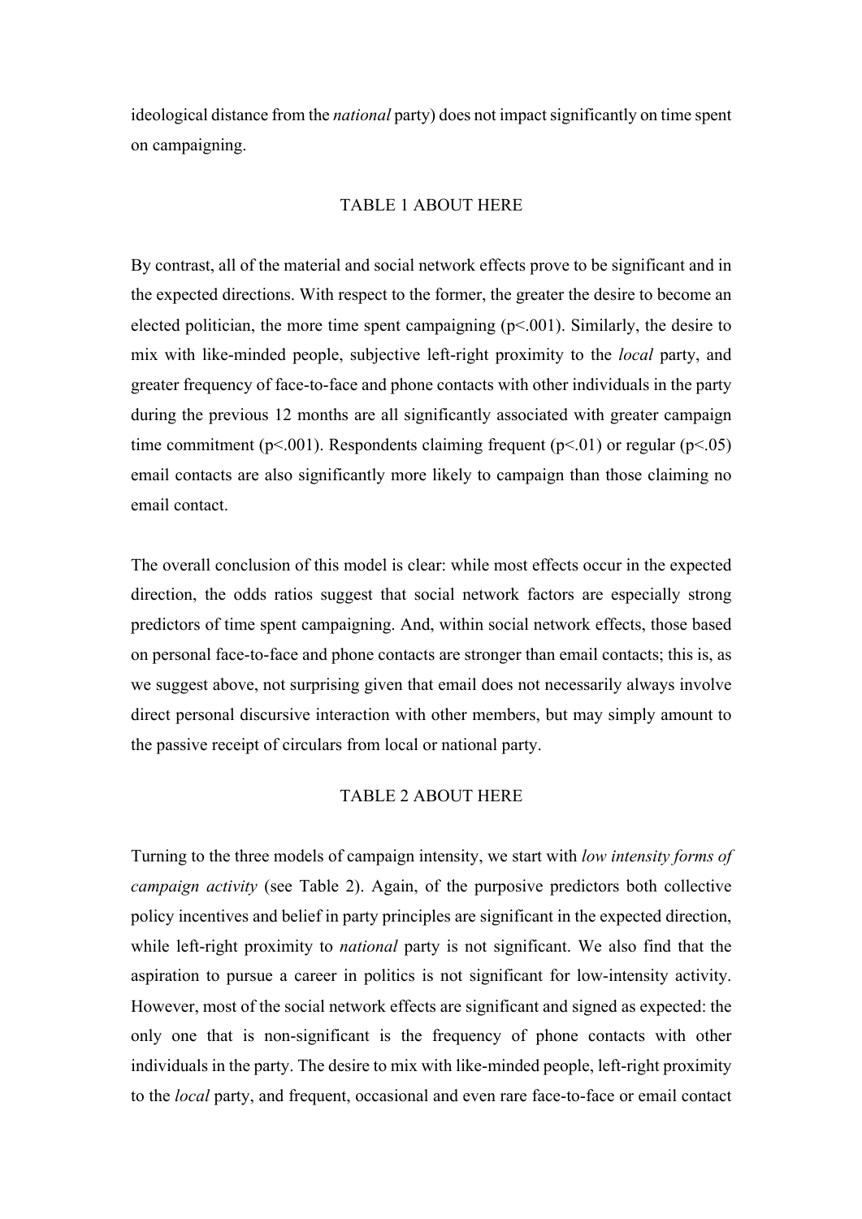ideological distance from the *national* party) does not impact significantly on time spent on campaigning.

TABLE 1 ABOUT HERE

By contrast, all of the material and social network effects prove to be significant and in the expected directions. With respect to the former, the greater the desire to become an elected politician, the more time spent campaigning ($p<.001$). Similarly, the desire to mix with like-minded people, subjective left-right proximity to the *local* party, and greater frequency of face-to-face and phone contacts with other individuals in the party during the previous 12 months are all significantly associated with greater campaign time commitment ($p<.001$). Respondents claiming frequent ($p<.01$) or regular ($p<.05$) email contacts are also significantly more likely to campaign than those claiming no email contact.

The overall conclusion of this model is clear: while most effects occur in the expected direction, the odds ratios suggest that social network factors are especially strong predictors of time spent campaigning. And, within social network effects, those based on personal face-to-face and phone contacts are stronger than email contacts; this is, as we suggest above, not surprising given that email does not necessarily always involve direct personal discursive interaction with other members, but may simply amount to the passive receipt of circulars from local or national party.

TABLE 2 ABOUT HERE

Turning to the three models of campaign intensity, we start with *low intensity forms of campaign activity* (see Table 2). Again, of the purposive predictors both collective policy incentives and belief in party principles are significant in the expected direction, while left-right proximity to *national* party is not significant. We also find that the aspiration to pursue a career in politics is not significant for low-intensity activity. However, most of the social network effects are significant and signed as expected: the only one that is non-significant is the frequency of phone contacts with other individuals in the party. The desire to mix with like-minded people, left-right proximity to the *local* party, and frequent, occasional and even rare face-to-face or email contact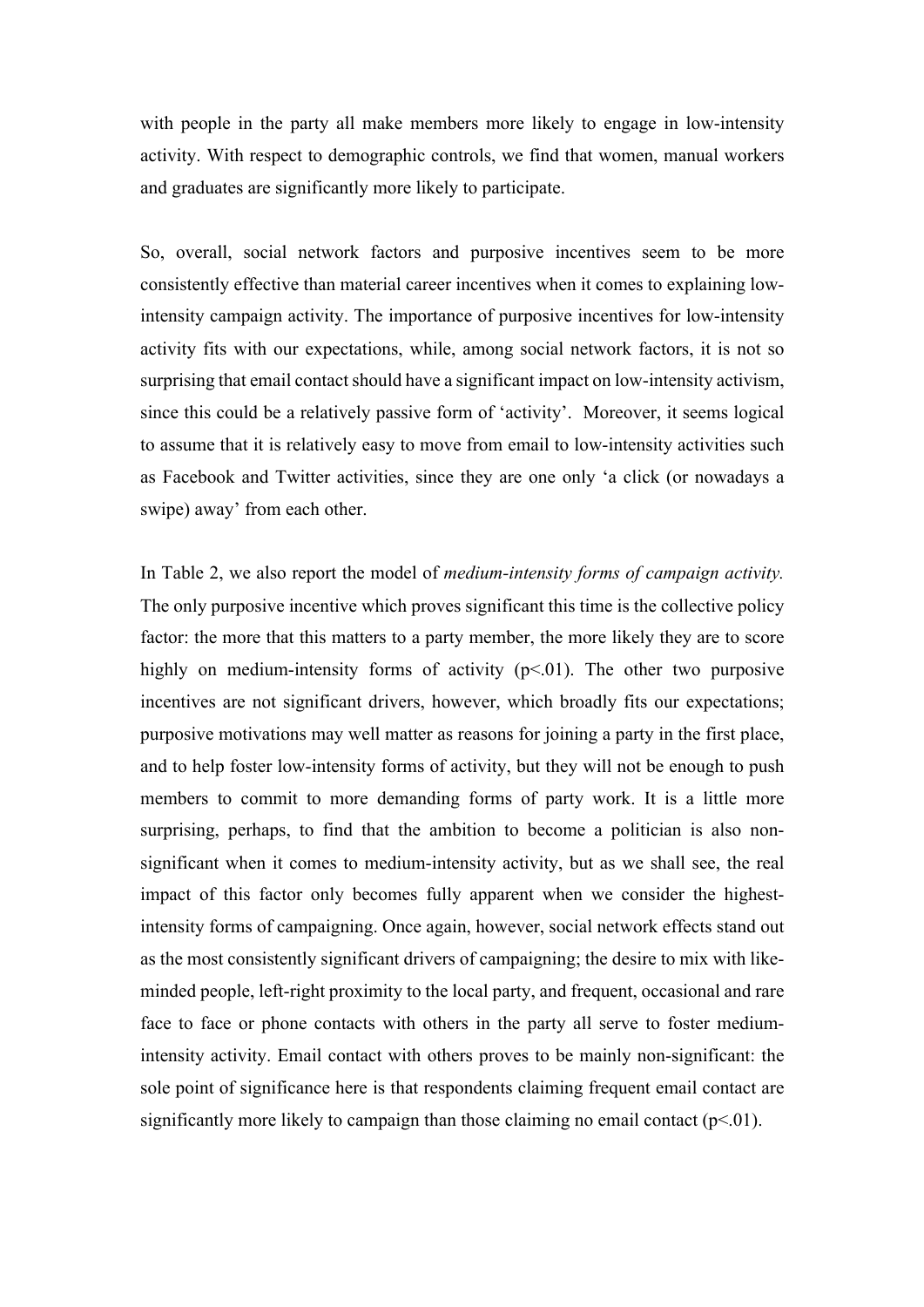with people in the party all make members more likely to engage in low-intensity activity. With respect to demographic controls, we find that women, manual workers and graduates are significantly more likely to participate.

So, overall, social network factors and purposive incentives seem to be more consistently effective than material career incentives when it comes to explaining low-intensity campaign activity. The importance of purposive incentives for low-intensity activity fits with our expectations, while, among social network factors, it is not so surprising that email contact should have a significant impact on low-intensity activism, since this could be a relatively passive form of 'activity'. Moreover, it seems logical to assume that it is relatively easy to move from email to low-intensity activities such as Facebook and Twitter activities, since they are one only 'a click (or nowadays a swipe) away' from each other.

In Table 2, we also report the model of *medium-intensity forms of campaign activity.* The only purposive incentive which proves significant this time is the collective policy factor: the more that this matters to a party member, the more likely they are to score highly on medium-intensity forms of activity ($p<.01$). The other two purposive incentives are not significant drivers, however, which broadly fits our expectations; purposive motivations may well matter as reasons for joining a party in the first place, and to help foster low-intensity forms of activity, but they will not be enough to push members to commit to more demanding forms of party work. It is a little more surprising, perhaps, to find that the ambition to become a politician is also non-significant when it comes to medium-intensity activity, but as we shall see, the real impact of this factor only becomes fully apparent when we consider the highest-intensity forms of campaigning. Once again, however, social network effects stand out as the most consistently significant drivers of campaigning; the desire to mix with like-minded people, left-right proximity to the local party, and frequent, occasional and rare face to face or phone contacts with others in the party all serve to foster medium-intensity activity. Email contact with others proves to be mainly non-significant: the sole point of significance here is that respondents claiming frequent email contact are significantly more likely to campaign than those claiming no email contact ($p<.01$).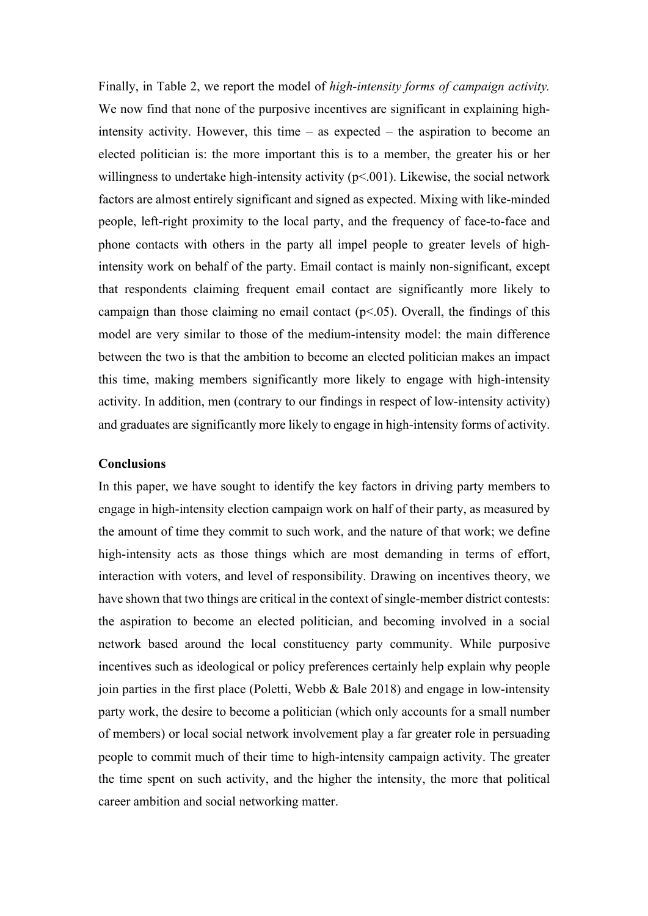Finally, in Table 2, we report the model of *high-intensity forms of campaign activity.* We now find that none of the purposive incentives are significant in explaining high-intensity activity. However, this time – as expected – the aspiration to become an elected politician is: the more important this is to a member, the greater his or her willingness to undertake high-intensity activity ($p<.001$). Likewise, the social network factors are almost entirely significant and signed as expected. Mixing with like-minded people, left-right proximity to the local party, and the frequency of face-to-face and phone contacts with others in the party all impel people to greater levels of high-intensity work on behalf of the party. Email contact is mainly non-significant, except that respondents claiming frequent email contact are significantly more likely to campaign than those claiming no email contact ($p<.05$). Overall, the findings of this model are very similar to those of the medium-intensity model: the main difference between the two is that the ambition to become an elected politician makes an impact this time, making members significantly more likely to engage with high-intensity activity. In addition, men (contrary to our findings in respect of low-intensity activity) and graduates are significantly more likely to engage in high-intensity forms of activity.

**Conclusions**

In this paper, we have sought to identify the key factors in driving party members to engage in high-intensity election campaign work on half of their party, as measured by the amount of time they commit to such work, and the nature of that work; we define high-intensity acts as those things which are most demanding in terms of effort, interaction with voters, and level of responsibility. Drawing on incentives theory, we have shown that two things are critical in the context of single-member district contests: the aspiration to become an elected politician, and becoming involved in a social network based around the local constituency party community. While purposive incentives such as ideological or policy preferences certainly help explain why people join parties in the first place (Poletti, Webb & Bale 2018) and engage in low-intensity party work, the desire to become a politician (which only accounts for a small number of members) or local social network involvement play a far greater role in persuading people to commit much of their time to high-intensity campaign activity. The greater the time spent on such activity, and the higher the intensity, the more that political career ambition and social networking matter.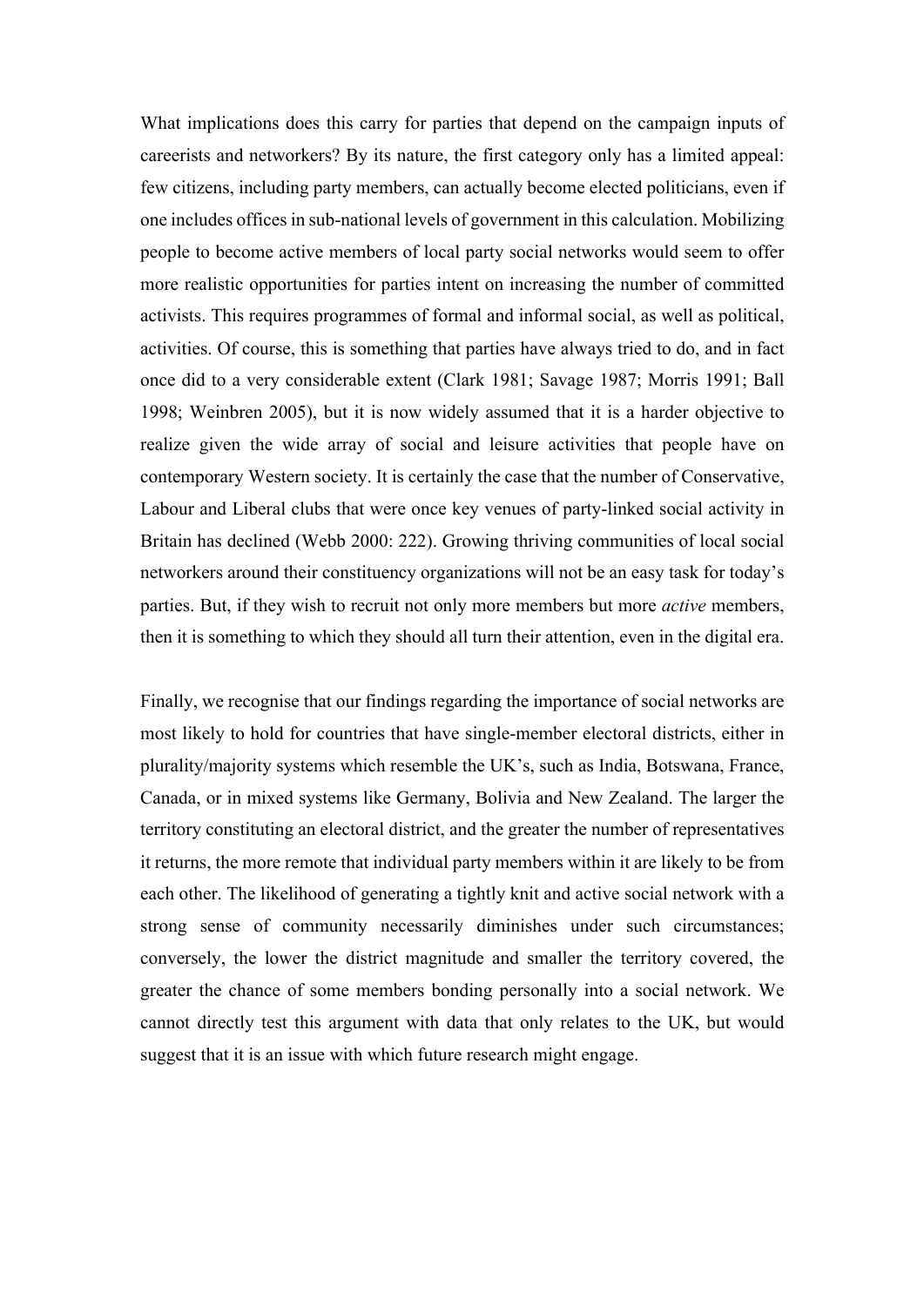What implications does this carry for parties that depend on the campaign inputs of careerists and networkers? By its nature, the first category only has a limited appeal: few citizens, including party members, can actually become elected politicians, even if one includes offices in sub-national levels of government in this calculation. Mobilizing people to become active members of local party social networks would seem to offer more realistic opportunities for parties intent on increasing the number of committed activists. This requires programmes of formal and informal social, as well as political, activities. Of course, this is something that parties have always tried to do, and in fact once did to a very considerable extent (Clark 1981; Savage 1987; Morris 1991; Ball 1998; Weinbren 2005), but it is now widely assumed that it is a harder objective to realize given the wide array of social and leisure activities that people have on contemporary Western society. It is certainly the case that the number of Conservative, Labour and Liberal clubs that were once key venues of party-linked social activity in Britain has declined (Webb 2000: 222). Growing thriving communities of local social networkers around their constituency organizations will not be an easy task for today's parties. But, if they wish to recruit not only more members but more *active* members, then it is something to which they should all turn their attention, even in the digital era.

Finally, we recognise that our findings regarding the importance of social networks are most likely to hold for countries that have single-member electoral districts, either in plurality/majority systems which resemble the UK's, such as India, Botswana, France, Canada, or in mixed systems like Germany, Bolivia and New Zealand. The larger the territory constituting an electoral district, and the greater the number of representatives it returns, the more remote that individual party members within it are likely to be from each other. The likelihood of generating a tightly knit and active social network with a strong sense of community necessarily diminishes under such circumstances; conversely, the lower the district magnitude and smaller the territory covered, the greater the chance of some members bonding personally into a social network. We cannot directly test this argument with data that only relates to the UK, but would suggest that it is an issue with which future research might engage.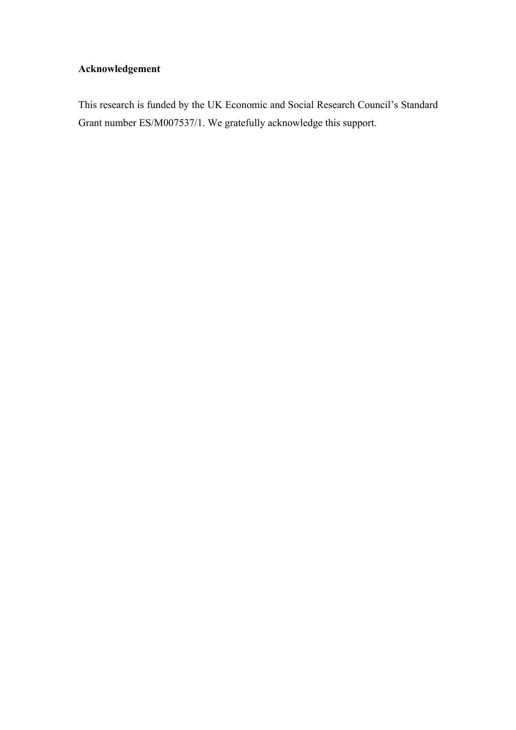**Acknowledgement**

This research is funded by the UK Economic and Social Research Council's Standard Grant number ES/M007537/1. We gratefully acknowledge this support.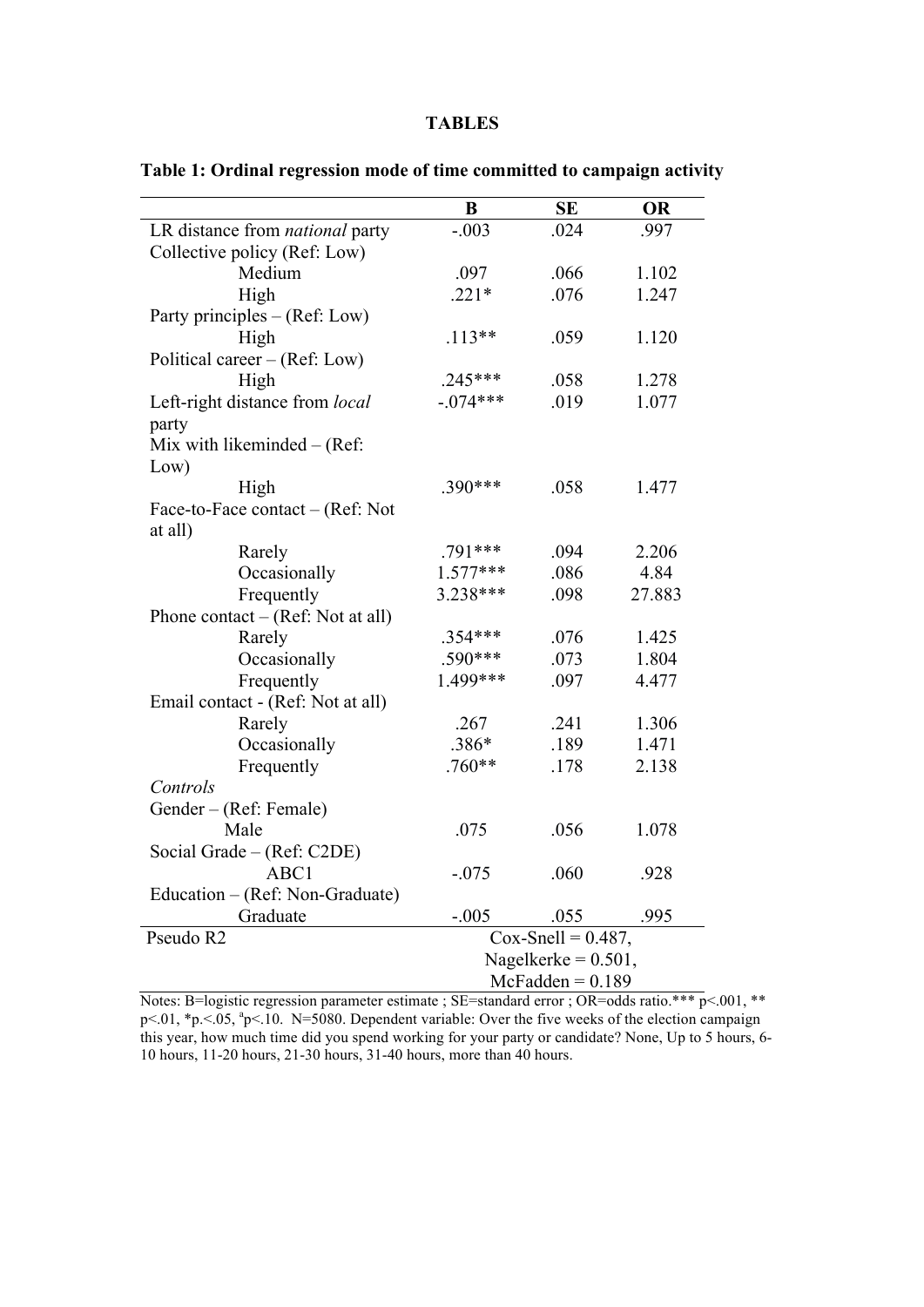**TABLES**

**Table 1: Ordinal regression mode of time committed to campaign activity**

| | **B** | **SE** | **OR** |
|---|---|---|---|
| LR distance from *national* party | -.003 | .024 | .997 |
| Collective policy (Ref: Low) | | | |
| Medium | .097 | .066 | 1.102 |
| High | .221* | .076 | 1.247 |
| Party principles – (Ref: Low) | | | |
| High | .113** | .059 | 1.120 |
| Political career – (Ref: Low) | | | |
| High | .245*** | .058 | 1.278 |
| Left-right distance from *local* party | -.074*** | .019 | 1.077 |
| Mix with likeminded – (Ref: Low) | | | |
| High | .390*** | .058 | 1.477 |
| Face-to-Face contact – (Ref: Not at all) | | | |
| Rarely | .791*** | .094 | 2.206 |
| Occasionally | 1.577*** | .086 | 4.84 |
| Frequently | 3.238*** | .098 | 27.883 |
| Phone contact – (Ref: Not at all) | | | |
| Rarely | .354*** | .076 | 1.425 |
| Occasionally | .590*** | .073 | 1.804 |
| Frequently | 1.499*** | .097 | 4.477 |
| Email contact - (Ref: Not at all) | | | |
| Rarely | .267 | .241 | 1.306 |
| Occasionally | .386* | .189 | 1.471 |
| Frequently | .760** | .178 | 2.138 |
| *Controls* | | | |
| Gender – (Ref: Female) | | | |
| Male | .075 | .056 | 1.078 |
| Social Grade – (Ref: C2DE) | | | |
| ABC1 | -.075 | .060 | .928 |
| Education – (Ref: Non-Graduate) | | | |
| Graduate | -.005 | .055 | .995 |
| Pseudo R2 | Cox-Snell = 0.487, Nagelkerke = 0.501, McFadden = 0.189 | | |

Notes: B=logistic regression parameter estimate ; SE=standard error ; OR=odds ratio.*** $p<.001$, ** $p<.01$, *$p.<.05$, [a]$p<.10$. N=5080. Dependent variable: Over the five weeks of the election campaign this year, how much time did you spend working for your party or candidate? None, Up to 5 hours, 6-10 hours, 11-20 hours, 21-30 hours, 31-40 hours, more than 40 hours.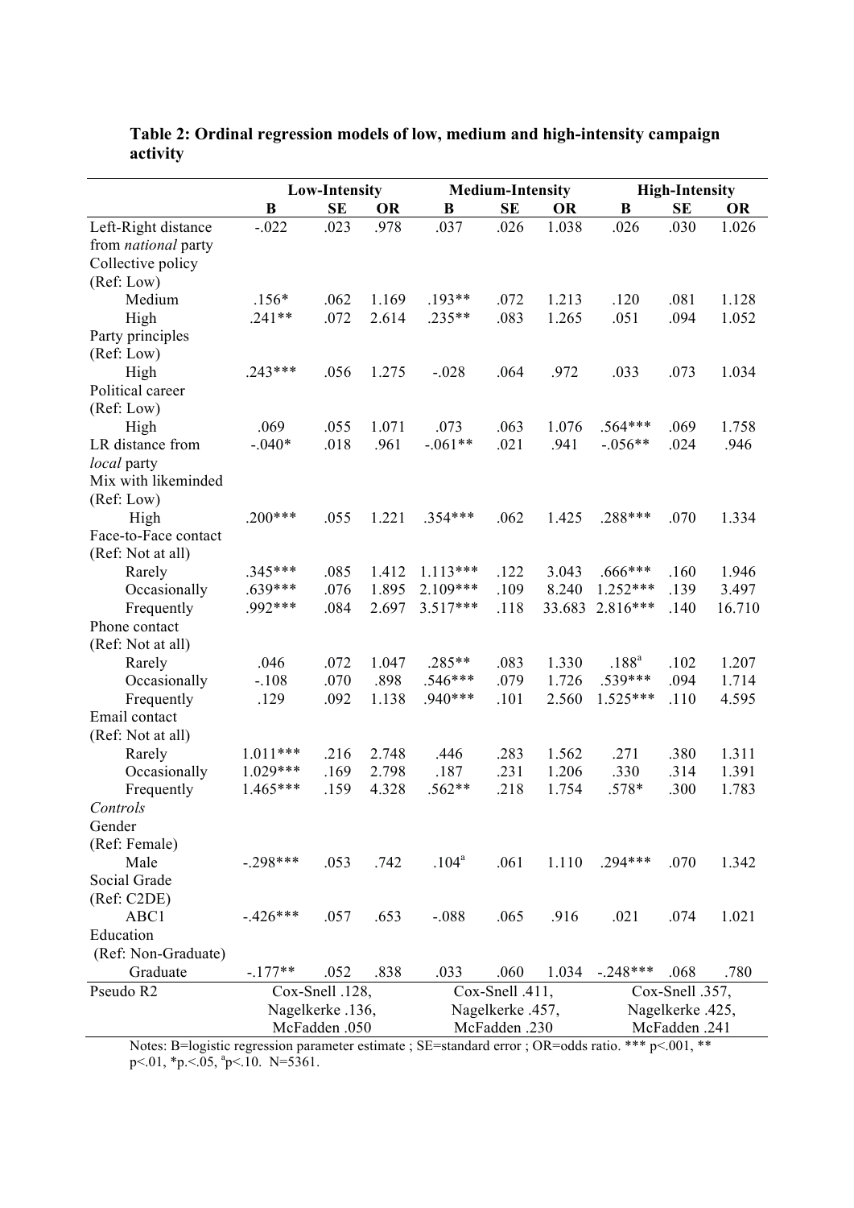**Table 2: Ordinal regression models of low, medium and high-intensity campaign activity**

| | Low-Intensity | | | Medium-Intensity | | | High-Intensity | | |
|---|---|---|---|---|---|---|---|---|---|
| | **B** | **SE** | **OR** | **B** | **SE** | **OR** | **B** | **SE** | **OR** |
| Left-Right distance from *national* party | -.022 | .023 | .978 | .037 | .026 | 1.038 | .026 | .030 | 1.026 |
| Collective policy (Ref: Low) | | | | | | | | | |
| Medium | .156* | .062 | 1.169 | .193** | .072 | 1.213 | .120 | .081 | 1.128 |
| High | .241** | .072 | 2.614 | .235** | .083 | 1.265 | .051 | .094 | 1.052 |
| Party principles (Ref: Low) | | | | | | | | | |
| High | .243*** | .056 | 1.275 | -.028 | .064 | .972 | .033 | .073 | 1.034 |
| Political career (Ref: Low) | | | | | | | | | |
| High | .069 | .055 | 1.071 | .073 | .063 | 1.076 | .564*** | .069 | 1.758 |
| LR distance from *local* party | -.040* | .018 | .961 | -.061** | .021 | .941 | -.056** | .024 | .946 |
| Mix with likeminded (Ref: Low) | | | | | | | | | |
| High | .200*** | .055 | 1.221 | .354*** | .062 | 1.425 | .288*** | .070 | 1.334 |
| Face-to-Face contact (Ref: Not at all) | | | | | | | | | |
| Rarely | .345*** | .085 | 1.412 | 1.113*** | .122 | 3.043 | .666*** | .160 | 1.946 |
| Occasionally | .639*** | .076 | 1.895 | 2.109*** | .109 | 8.240 | 1.252*** | .139 | 3.497 |
| Frequently | .992*** | .084 | 2.697 | 3.517*** | .118 | 33.683 | 2.816*** | .140 | 16.710 |
| Phone contact (Ref: Not at all) | | | | | | | | | |
| Rarely | .046 | .072 | 1.047 | .285** | .083 | 1.330 | .188[a] | .102 | 1.207 |
| Occasionally | -.108 | .070 | .898 | .546*** | .079 | 1.726 | .539*** | .094 | 1.714 |
| Frequently | .129 | .092 | 1.138 | .940*** | .101 | 2.560 | 1.525*** | .110 | 4.595 |
| Email contact (Ref: Not at all) | | | | | | | | | |
| Rarely | 1.011*** | .216 | 2.748 | .446 | .283 | 1.562 | .271 | .380 | 1.311 |
| Occasionally | 1.029*** | .169 | 2.798 | .187 | .231 | 1.206 | .330 | .314 | 1.391 |
| Frequently | 1.465*** | .159 | 4.328 | .562** | .218 | 1.754 | .578* | .300 | 1.783 |
| *Controls* | | | | | | | | | |
| Gender (Ref: Female) | | | | | | | | | |
| Male | -.298*** | .053 | .742 | .104[a] | .061 | 1.110 | .294*** | .070 | 1.342 |
| Social Grade (Ref: C2DE) | | | | | | | | | |
| ABC1 | -.426*** | .057 | .653 | -.088 | .065 | .916 | .021 | .074 | 1.021 |
| Education (Ref: Non-Graduate) | | | | | | | | | |
| Graduate | -.177** | .052 | .838 | .033 | .060 | 1.034 | -.248*** | .068 | .780 |
| Pseudo R2 | Cox-Snell .128, Nagelkerke .136, McFadden .050 | | | Cox-Snell .411, Nagelkerke .457, McFadden .230 | | | Cox-Snell .357, Nagelkerke .425, McFadden .241 | | |

Notes: B=logistic regression parameter estimate ; SE=standard error ; OR=odds ratio. *** p<.001, ** p<.01, *p.<.05, [a]p<.10. N=5361.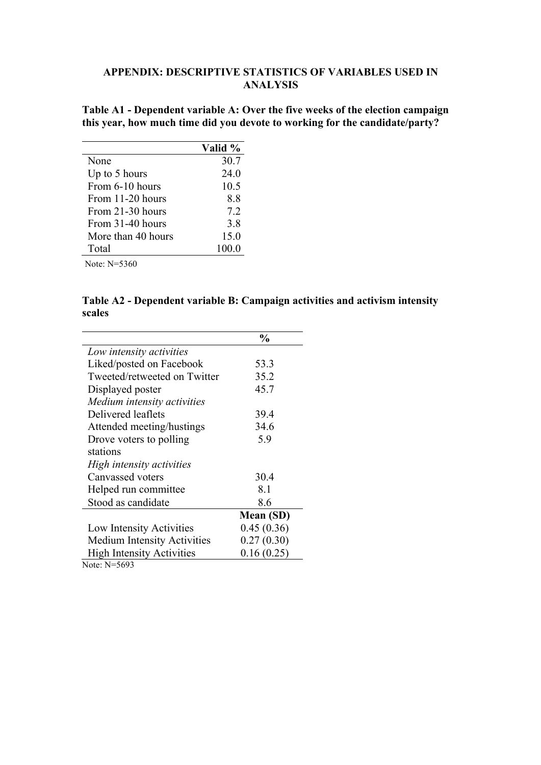## APPENDIX: DESCRIPTIVE STATISTICS OF VARIABLES USED IN ANALYSIS

**Table A1 - Dependent variable A: Over the five weeks of the election campaign this year, how much time did you devote to working for the candidate/party?**

| | Valid % |
|---|---|
| None | 30.7 |
| Up to 5 hours | 24.0 |
| From 6-10 hours | 10.5 |
| From 11-20 hours | 8.8 |
| From 21-30 hours | 7.2 |
| From 31-40 hours | 3.8 |
| More than 40 hours | 15.0 |
| Total | 100.0 |

Note: N=5360

**Table A2 - Dependent variable B: Campaign activities and activism intensity scales**

| | % |
|---|---|
| *Low intensity activities* | |
| Liked/posted on Facebook | 53.3 |
| Tweeted/retweeted on Twitter | 35.2 |
| Displayed poster | 45.7 |
| *Medium intensity activities* | |
| Delivered leaflets | 39.4 |
| Attended meeting/hustings | 34.6 |
| Drove voters to polling stations | 5.9 |
| *High intensity activities* | |
| Canvassed voters | 30.4 |
| Helped run committee | 8.1 |
| Stood as candidate | 8.6 |
| | **Mean (SD)** |
| Low Intensity Activities | 0.45 (0.36) |
| Medium Intensity Activities | 0.27 (0.30) |
| High Intensity Activities | 0.16 (0.25) |

Note: N=5693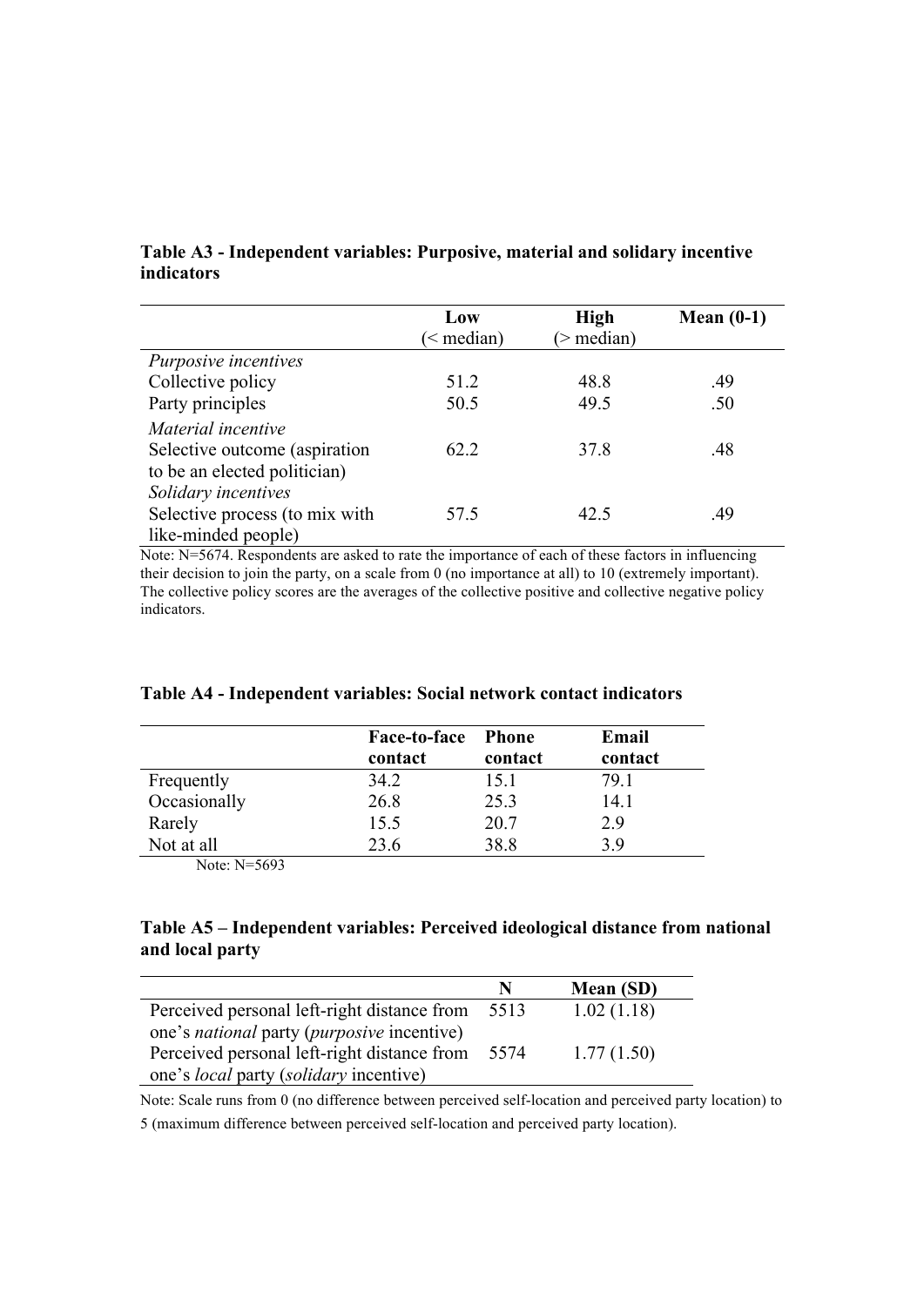**Table A3 - Independent variables: Purposive, material and solidary incentive indicators**

| | Low (< median) | High (> median) | Mean (0-1) |
|---|---|---|---|
| *Purposive incentives* | | | |
| Collective policy | 51.2 | 48.8 | .49 |
| Party principles | 50.5 | 49.5 | .50 |
| *Material incentive* | | | |
| Selective outcome (aspiration to be an elected politician) | 62.2 | 37.8 | .48 |
| *Solidary incentives* | | | |
| Selective process (to mix with like-minded people) | 57.5 | 42.5 | .49 |

Note: N=5674. Respondents are asked to rate the importance of each of these factors in influencing their decision to join the party, on a scale from 0 (no importance at all) to 10 (extremely important). The collective policy scores are the averages of the collective positive and collective negative policy indicators.

**Table A4 - Independent variables: Social network contact indicators**

| | Face-to-face contact | Phone contact | Email contact |
|---|---|---|---|
| Frequently | 34.2 | 15.1 | 79.1 |
| Occasionally | 26.8 | 25.3 | 14.1 |
| Rarely | 15.5 | 20.7 | 2.9 |
| Not at all | 23.6 | 38.8 | 3.9 |

Note: N=5693

**Table A5 – Independent variables: Perceived ideological distance from national and local party**

| | N | Mean (SD) |
|---|---|---|
| Perceived personal left-right distance from one's *national* party (*purposive* incentive) | 5513 | 1.02 (1.18) |
| Perceived personal left-right distance from one's *local* party (*solidary* incentive) | 5574 | 1.77 (1.50) |

Note: Scale runs from 0 (no difference between perceived self-location and perceived party location) to 5 (maximum difference between perceived self-location and perceived party location).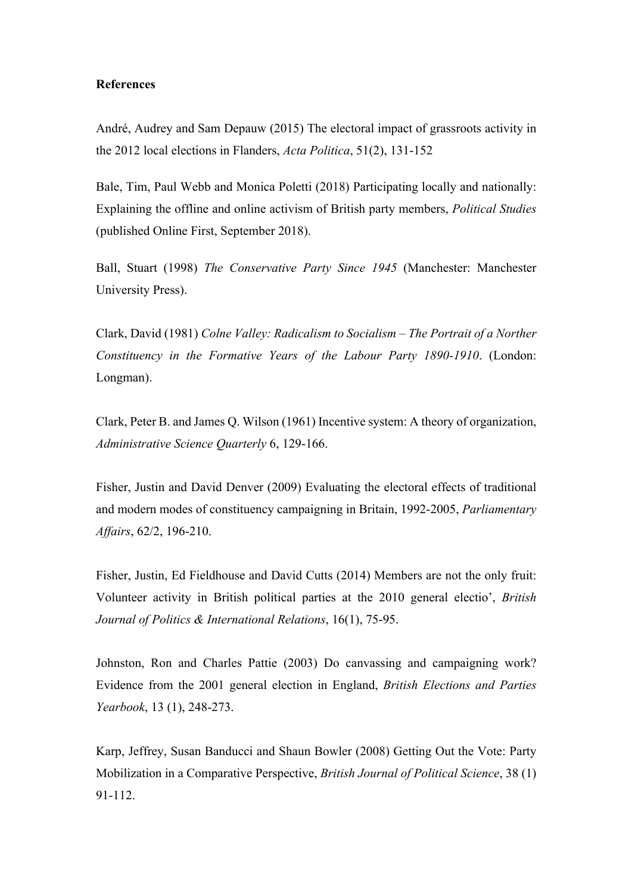**References**

André, Audrey and Sam Depauw (2015) The electoral impact of grassroots activity in the 2012 local elections in Flanders, *Acta Politica*, 51(2), 131-152

Bale, Tim, Paul Webb and Monica Poletti (2018) Participating locally and nationally: Explaining the offline and online activism of British party members, *Political Studies* (published Online First, September 2018).

Ball, Stuart (1998) *The Conservative Party Since 1945* (Manchester: Manchester University Press).

Clark, David (1981) *Colne Valley: Radicalism to Socialism – The Portrait of a Norther Constituency in the Formative Years of the Labour Party 1890-1910*. (London: Longman).

Clark, Peter B. and James Q. Wilson (1961) Incentive system: A theory of organization, *Administrative Science Quarterly* 6, 129-166.

Fisher, Justin and David Denver (2009) Evaluating the electoral effects of traditional and modern modes of constituency campaigning in Britain, 1992-2005, *Parliamentary Affairs*, 62/2, 196-210.

Fisher, Justin, Ed Fieldhouse and David Cutts (2014) Members are not the only fruit: Volunteer activity in British political parties at the 2010 general electio', *British Journal of Politics & International Relations*, 16(1), 75-95.

Johnston, Ron and Charles Pattie (2003) Do canvassing and campaigning work? Evidence from the 2001 general election in England, *British Elections and Parties Yearbook*, 13 (1), 248-273.

Karp, Jeffrey, Susan Banducci and Shaun Bowler (2008) Getting Out the Vote: Party Mobilization in a Comparative Perspective, *British Journal of Political Science*, 38 (1) 91-112.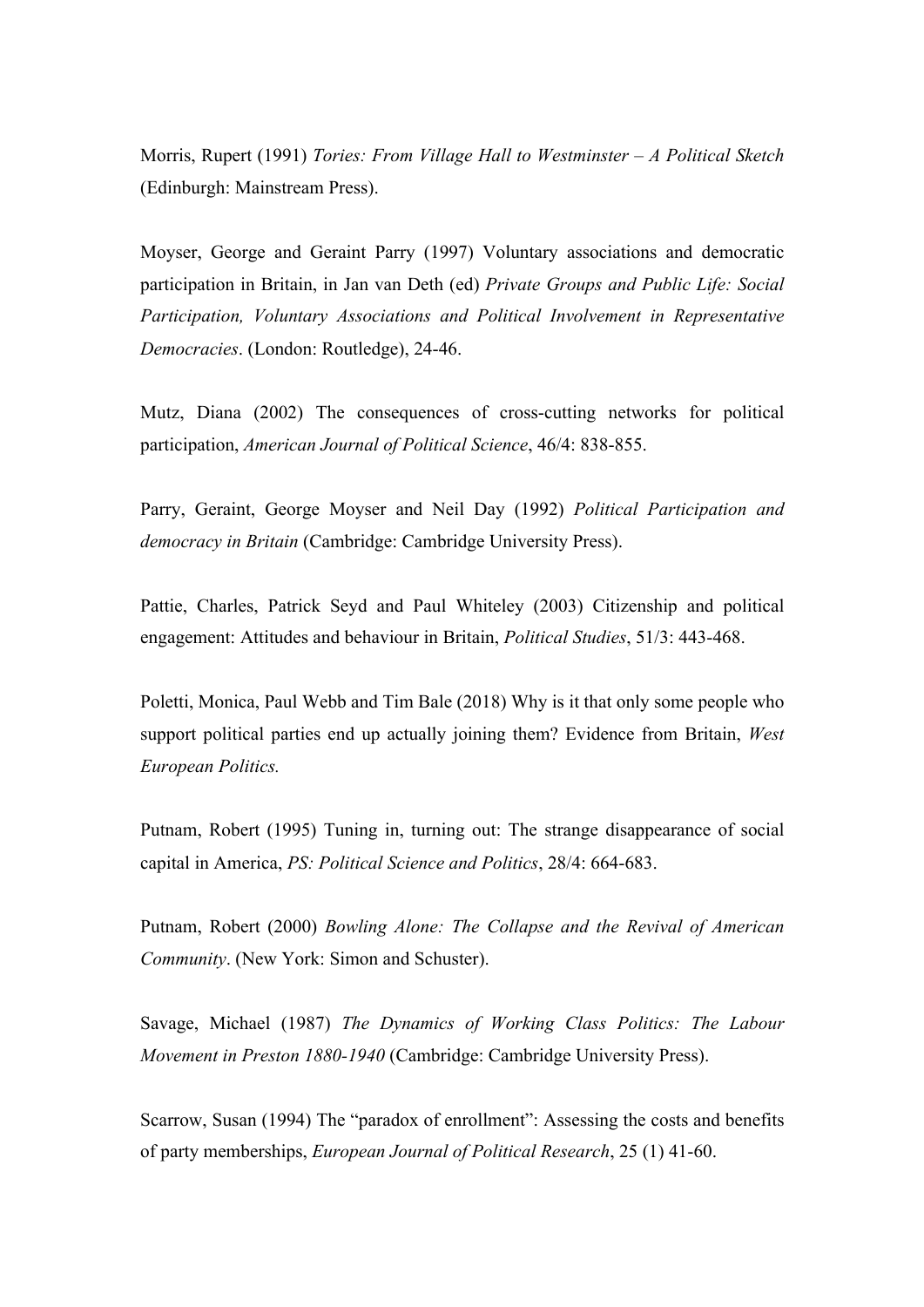Morris, Rupert (1991) *Tories: From Village Hall to Westminster – A Political Sketch* (Edinburgh: Mainstream Press).

Moyser, George and Geraint Parry (1997) Voluntary associations and democratic participation in Britain, in Jan van Deth (ed) *Private Groups and Public Life: Social Participation, Voluntary Associations and Political Involvement in Representative Democracies*. (London: Routledge), 24-46.

Mutz, Diana (2002) The consequences of cross-cutting networks for political participation, *American Journal of Political Science*, 46/4: 838-855.

Parry, Geraint, George Moyser and Neil Day (1992) *Political Participation and democracy in Britain* (Cambridge: Cambridge University Press).

Pattie, Charles, Patrick Seyd and Paul Whiteley (2003) Citizenship and political engagement: Attitudes and behaviour in Britain, *Political Studies*, 51/3: 443-468.

Poletti, Monica, Paul Webb and Tim Bale (2018) Why is it that only some people who support political parties end up actually joining them? Evidence from Britain, *West European Politics.*

Putnam, Robert (1995) Tuning in, turning out: The strange disappearance of social capital in America, *PS: Political Science and Politics*, 28/4: 664-683.

Putnam, Robert (2000) *Bowling Alone: The Collapse and the Revival of American Community*. (New York: Simon and Schuster).

Savage, Michael (1987) *The Dynamics of Working Class Politics: The Labour Movement in Preston 1880-1940* (Cambridge: Cambridge University Press).

Scarrow, Susan (1994) The "paradox of enrollment": Assessing the costs and benefits of party memberships, *European Journal of Political Research*, 25 (1) 41-60.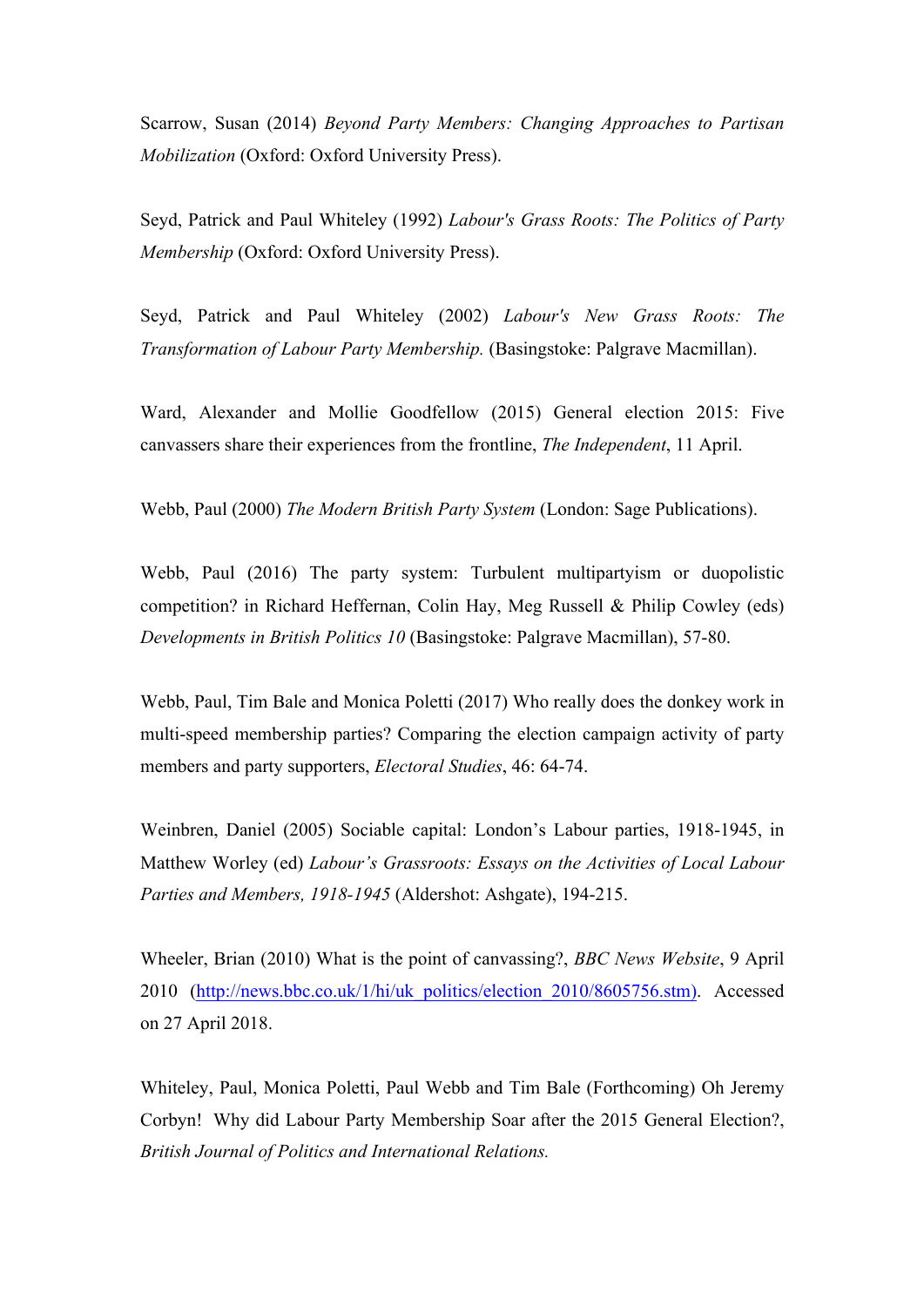Scarrow, Susan (2014) *Beyond Party Members: Changing Approaches to Partisan Mobilization* (Oxford: Oxford University Press).

Seyd, Patrick and Paul Whiteley (1992) *Labour's Grass Roots: The Politics of Party Membership* (Oxford: Oxford University Press).

Seyd, Patrick and Paul Whiteley (2002) *Labour's New Grass Roots: The Transformation of Labour Party Membership.* (Basingstoke: Palgrave Macmillan).

Ward, Alexander and Mollie Goodfellow (2015) General election 2015: Five canvassers share their experiences from the frontline, *The Independent*, 11 April.

Webb, Paul (2000) *The Modern British Party System* (London: Sage Publications).

Webb, Paul (2016) The party system: Turbulent multipartyism or duopolistic competition? in Richard Heffernan, Colin Hay, Meg Russell & Philip Cowley (eds) *Developments in British Politics 10* (Basingstoke: Palgrave Macmillan), 57-80.

Webb, Paul, Tim Bale and Monica Poletti (2017) Who really does the donkey work in multi-speed membership parties? Comparing the election campaign activity of party members and party supporters, *Electoral Studies*, 46: 64-74.

Weinbren, Daniel (2005) Sociable capital: London's Labour parties, 1918-1945, in Matthew Worley (ed) *Labour's Grassroots: Essays on the Activities of Local Labour Parties and Members, 1918-1945* (Aldershot: Ashgate), 194-215.

Wheeler, Brian (2010) What is the point of canvassing?, *BBC News Website*, 9 April 2010 (http://news.bbc.co.uk/1/hi/uk_politics/election_2010/8605756.stm). Accessed on 27 April 2018.

Whiteley, Paul, Monica Poletti, Paul Webb and Tim Bale (Forthcoming) Oh Jeremy Corbyn! Why did Labour Party Membership Soar after the 2015 General Election?, *British Journal of Politics and International Relations.*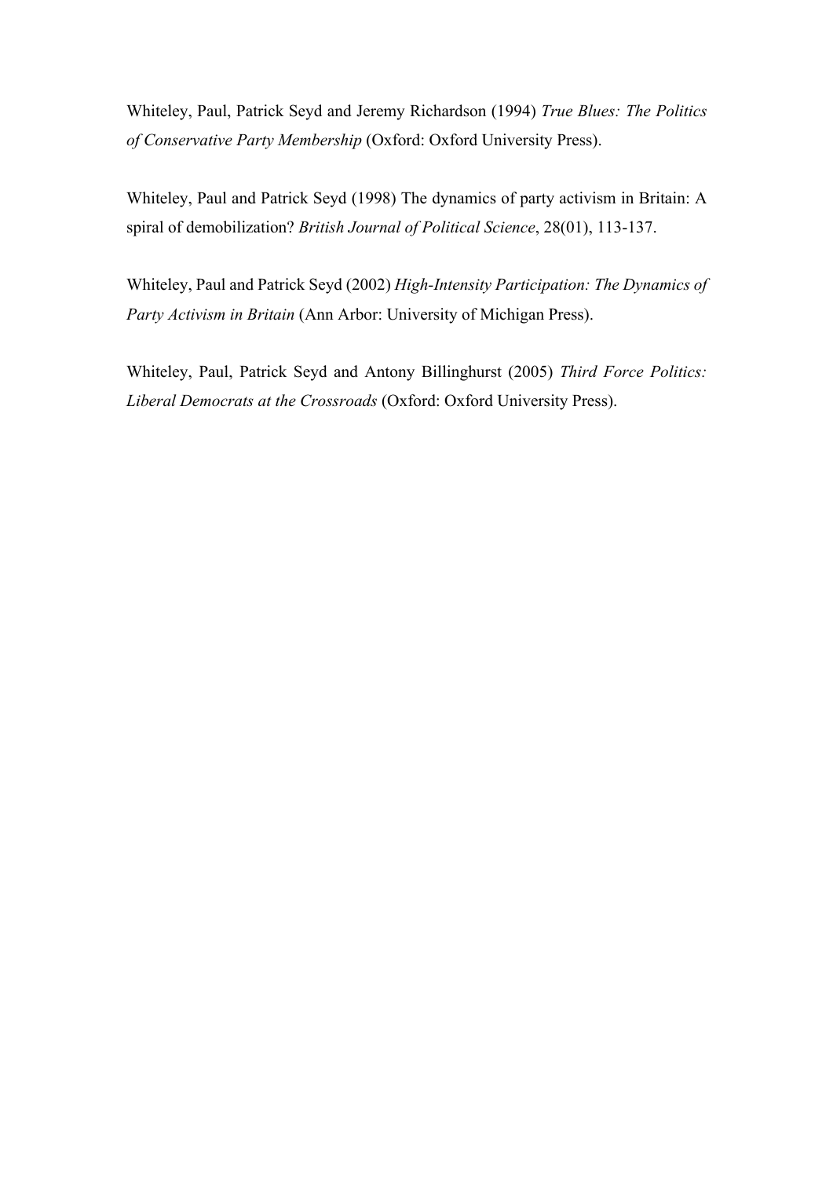Whiteley, Paul, Patrick Seyd and Jeremy Richardson (1994) *True Blues: The Politics of Conservative Party Membership* (Oxford: Oxford University Press).

Whiteley, Paul and Patrick Seyd (1998) The dynamics of party activism in Britain: A spiral of demobilization? *British Journal of Political Science*, 28(01), 113-137.

Whiteley, Paul and Patrick Seyd (2002) *High-Intensity Participation: The Dynamics of Party Activism in Britain* (Ann Arbor: University of Michigan Press).

Whiteley, Paul, Patrick Seyd and Antony Billinghurst (2005) *Third Force Politics: Liberal Democrats at the Crossroads* (Oxford: Oxford University Press).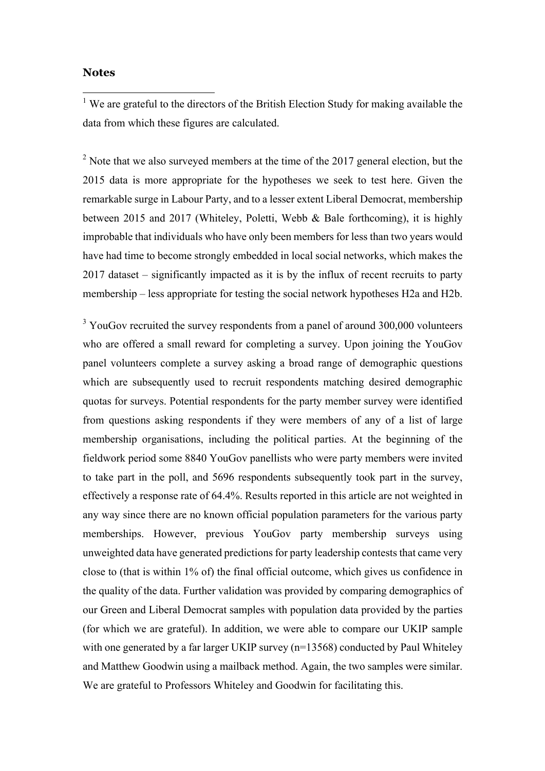**Notes**

[1] We are grateful to the directors of the British Election Study for making available the data from which these figures are calculated.

[2] Note that we also surveyed members at the time of the 2017 general election, but the 2015 data is more appropriate for the hypotheses we seek to test here. Given the remarkable surge in Labour Party, and to a lesser extent Liberal Democrat, membership between 2015 and 2017 (Whiteley, Poletti, Webb & Bale forthcoming), it is highly improbable that individuals who have only been members for less than two years would have had time to become strongly embedded in local social networks, which makes the 2017 dataset – significantly impacted as it is by the influx of recent recruits to party membership – less appropriate for testing the social network hypotheses H2a and H2b.

[3] YouGov recruited the survey respondents from a panel of around 300,000 volunteers who are offered a small reward for completing a survey. Upon joining the YouGov panel volunteers complete a survey asking a broad range of demographic questions which are subsequently used to recruit respondents matching desired demographic quotas for surveys. Potential respondents for the party member survey were identified from questions asking respondents if they were members of any of a list of large membership organisations, including the political parties. At the beginning of the fieldwork period some 8840 YouGov panellists who were party members were invited to take part in the poll, and 5696 respondents subsequently took part in the survey, effectively a response rate of 64.4%. Results reported in this article are not weighted in any way since there are no known official population parameters for the various party memberships. However, previous YouGov party membership surveys using unweighted data have generated predictions for party leadership contests that came very close to (that is within 1% of) the final official outcome, which gives us confidence in the quality of the data. Further validation was provided by comparing demographics of our Green and Liberal Democrat samples with population data provided by the parties (for which we are grateful). In addition, we were able to compare our UKIP sample with one generated by a far larger UKIP survey (n=13568) conducted by Paul Whiteley and Matthew Goodwin using a mailback method. Again, the two samples were similar. We are grateful to Professors Whiteley and Goodwin for facilitating this.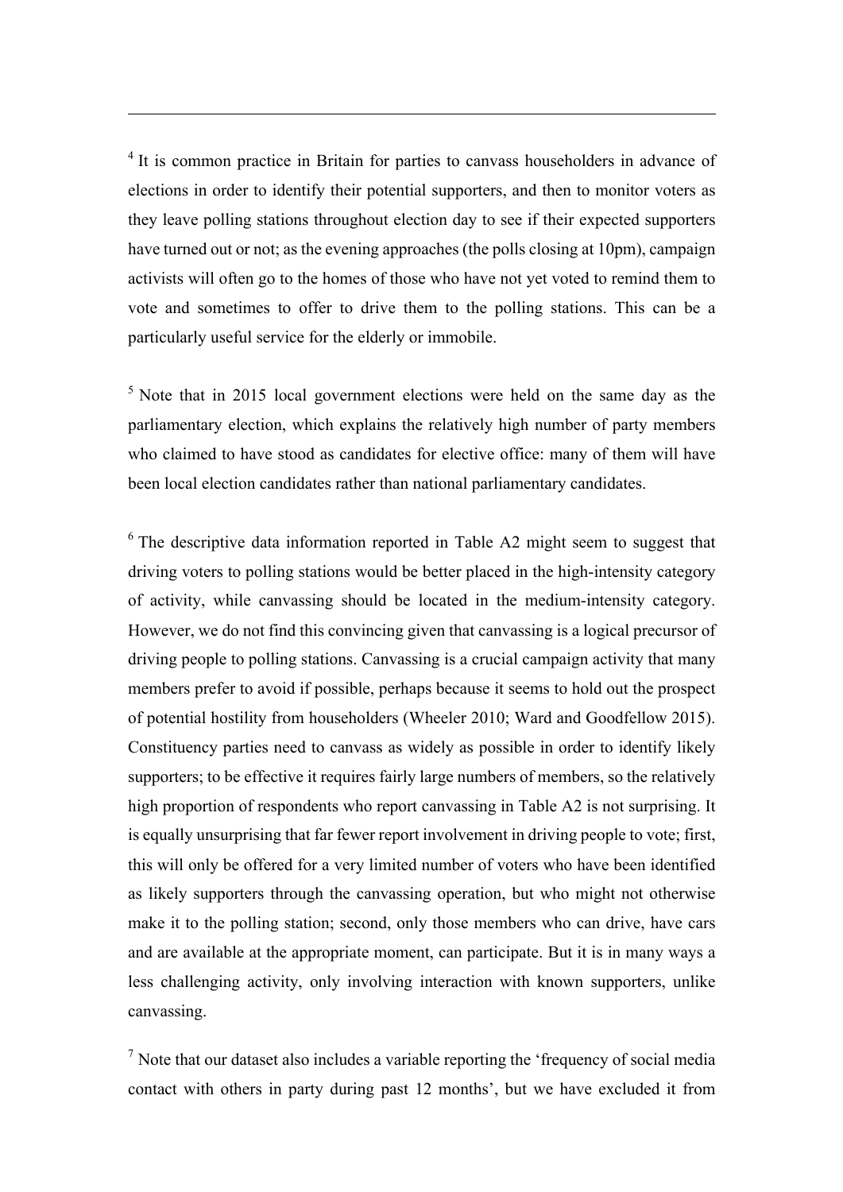[4] It is common practice in Britain for parties to canvass householders in advance of elections in order to identify their potential supporters, and then to monitor voters as they leave polling stations throughout election day to see if their expected supporters have turned out or not; as the evening approaches (the polls closing at 10pm), campaign activists will often go to the homes of those who have not yet voted to remind them to vote and sometimes to offer to drive them to the polling stations. This can be a particularly useful service for the elderly or immobile.

[5] Note that in 2015 local government elections were held on the same day as the parliamentary election, which explains the relatively high number of party members who claimed to have stood as candidates for elective office: many of them will have been local election candidates rather than national parliamentary candidates.

[6] The descriptive data information reported in Table A2 might seem to suggest that driving voters to polling stations would be better placed in the high-intensity category of activity, while canvassing should be located in the medium-intensity category. However, we do not find this convincing given that canvassing is a logical precursor of driving people to polling stations. Canvassing is a crucial campaign activity that many members prefer to avoid if possible, perhaps because it seems to hold out the prospect of potential hostility from householders (Wheeler 2010; Ward and Goodfellow 2015). Constituency parties need to canvass as widely as possible in order to identify likely supporters; to be effective it requires fairly large numbers of members, so the relatively high proportion of respondents who report canvassing in Table A2 is not surprising. It is equally unsurprising that far fewer report involvement in driving people to vote; first, this will only be offered for a very limited number of voters who have been identified as likely supporters through the canvassing operation, but who might not otherwise make it to the polling station; second, only those members who can drive, have cars and are available at the appropriate moment, can participate. But it is in many ways a less challenging activity, only involving interaction with known supporters, unlike canvassing.

[7] Note that our dataset also includes a variable reporting the 'frequency of social media contact with others in party during past 12 months', but we have excluded it from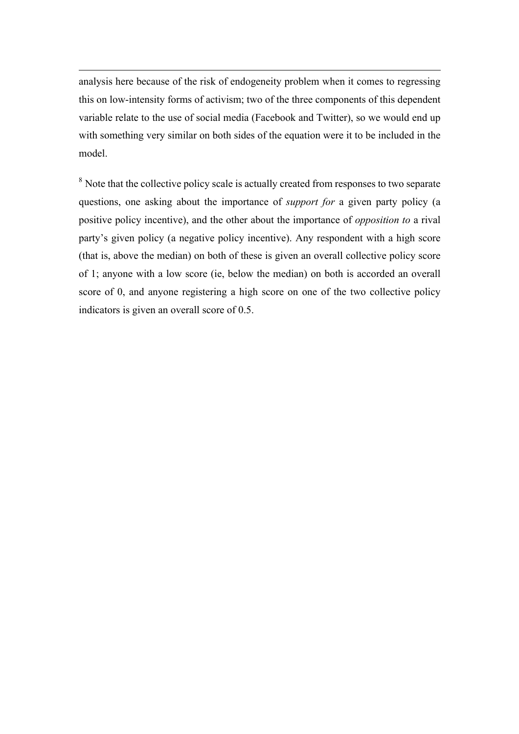analysis here because of the risk of endogeneity problem when it comes to regressing this on low-intensity forms of activism; two of the three components of this dependent variable relate to the use of social media (Facebook and Twitter), so we would end up with something very similar on both sides of the equation were it to be included in the model.

[8] Note that the collective policy scale is actually created from responses to two separate questions, one asking about the importance of *support for* a given party policy (a positive policy incentive), and the other about the importance of *opposition to* a rival party's given policy (a negative policy incentive). Any respondent with a high score (that is, above the median) on both of these is given an overall collective policy score of 1; anyone with a low score (ie, below the median) on both is accorded an overall score of 0, and anyone registering a high score on one of the two collective policy indicators is given an overall score of 0.5.